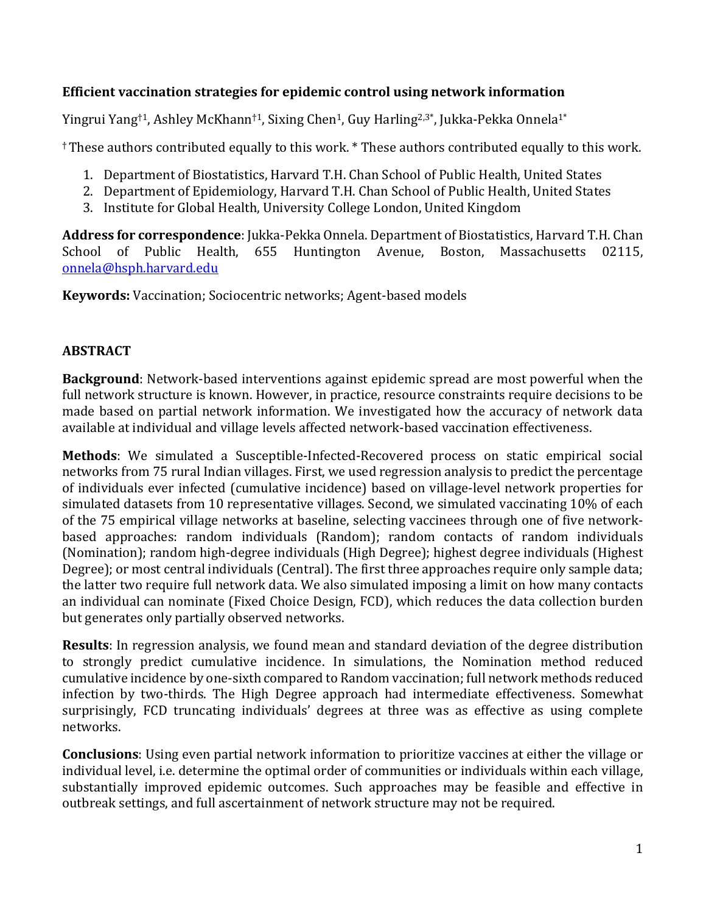**Efficient vaccination strategies for epidemic control using network information**

Yingrui Yang[†1], Ashley McKhann[†1], Sixing Chen[1], Guy Harling[2,3*], Jukka-Pekka Onnela[1*]

[†] These authors contributed equally to this work. * These authors contributed equally to this work.

1. Department of Biostatistics, Harvard T.H. Chan School of Public Health, United States
2. Department of Epidemiology, Harvard T.H. Chan School of Public Health, United States
3. Institute for Global Health, University College London, United Kingdom

**Address for correspondence**: Jukka-Pekka Onnela. Department of Biostatistics, Harvard T.H. Chan School of Public Health, 655 Huntington Avenue, Boston, Massachusetts 02115, onnela@hsph.harvard.edu

**Keywords:** Vaccination; Sociocentric networks; Agent-based models

## ABSTRACT

**Background**: Network-based interventions against epidemic spread are most powerful when the full network structure is known. However, in practice, resource constraints require decisions to be made based on partial network information. We investigated how the accuracy of network data available at individual and village levels affected network-based vaccination effectiveness.

**Methods**: We simulated a Susceptible-Infected-Recovered process on static empirical social networks from 75 rural Indian villages. First, we used regression analysis to predict the percentage of individuals ever infected (cumulative incidence) based on village-level network properties for simulated datasets from 10 representative villages. Second, we simulated vaccinating 10% of each of the 75 empirical village networks at baseline, selecting vaccinees through one of five network-based approaches: random individuals (Random); random contacts of random individuals (Nomination); random high-degree individuals (High Degree); highest degree individuals (Highest Degree); or most central individuals (Central). The first three approaches require only sample data; the latter two require full network data. We also simulated imposing a limit on how many contacts an individual can nominate (Fixed Choice Design, FCD), which reduces the data collection burden but generates only partially observed networks.

**Results**: In regression analysis, we found mean and standard deviation of the degree distribution to strongly predict cumulative incidence. In simulations, the Nomination method reduced cumulative incidence by one-sixth compared to Random vaccination; full network methods reduced infection by two-thirds. The High Degree approach had intermediate effectiveness. Somewhat surprisingly, FCD truncating individuals' degrees at three was as effective as using complete networks.

**Conclusions**: Using even partial network information to prioritize vaccines at either the village or individual level, i.e. determine the optimal order of communities or individuals within each village, substantially improved epidemic outcomes. Such approaches may be feasible and effective in outbreak settings, and full ascertainment of network structure may not be required.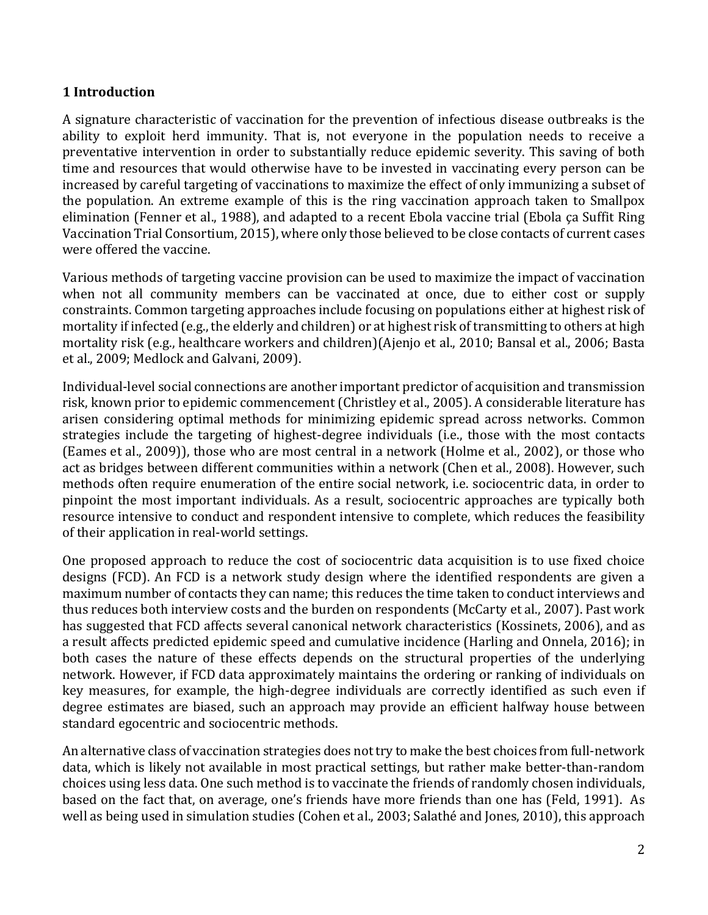## 1 Introduction

A signature characteristic of vaccination for the prevention of infectious disease outbreaks is the ability to exploit herd immunity. That is, not everyone in the population needs to receive a preventative intervention in order to substantially reduce epidemic severity. This saving of both time and resources that would otherwise have to be invested in vaccinating every person can be increased by careful targeting of vaccinations to maximize the effect of only immunizing a subset of the population. An extreme example of this is the ring vaccination approach taken to Smallpox elimination (Fenner et al., 1988), and adapted to a recent Ebola vaccine trial (Ebola ça Suffit Ring Vaccination Trial Consortium, 2015), where only those believed to be close contacts of current cases were offered the vaccine.

Various methods of targeting vaccine provision can be used to maximize the impact of vaccination when not all community members can be vaccinated at once, due to either cost or supply constraints. Common targeting approaches include focusing on populations either at highest risk of mortality if infected (e.g., the elderly and children) or at highest risk of transmitting to others at high mortality risk (e.g., healthcare workers and children)(Ajenjo et al., 2010; Bansal et al., 2006; Basta et al., 2009; Medlock and Galvani, 2009).

Individual-level social connections are another important predictor of acquisition and transmission risk, known prior to epidemic commencement (Christley et al., 2005). A considerable literature has arisen considering optimal methods for minimizing epidemic spread across networks. Common strategies include the targeting of highest-degree individuals (i.e., those with the most contacts (Eames et al., 2009)), those who are most central in a network (Holme et al., 2002), or those who act as bridges between different communities within a network (Chen et al., 2008). However, such methods often require enumeration of the entire social network, i.e. sociocentric data, in order to pinpoint the most important individuals. As a result, sociocentric approaches are typically both resource intensive to conduct and respondent intensive to complete, which reduces the feasibility of their application in real-world settings.

One proposed approach to reduce the cost of sociocentric data acquisition is to use fixed choice designs (FCD). An FCD is a network study design where the identified respondents are given a maximum number of contacts they can name; this reduces the time taken to conduct interviews and thus reduces both interview costs and the burden on respondents (McCarty et al., 2007). Past work has suggested that FCD affects several canonical network characteristics (Kossinets, 2006), and as a result affects predicted epidemic speed and cumulative incidence (Harling and Onnela, 2016); in both cases the nature of these effects depends on the structural properties of the underlying network. However, if FCD data approximately maintains the ordering or ranking of individuals on key measures, for example, the high-degree individuals are correctly identified as such even if degree estimates are biased, such an approach may provide an efficient halfway house between standard egocentric and sociocentric methods.

An alternative class of vaccination strategies does not try to make the best choices from full-network data, which is likely not available in most practical settings, but rather make better-than-random choices using less data. One such method is to vaccinate the friends of randomly chosen individuals, based on the fact that, on average, one's friends have more friends than one has (Feld, 1991). As well as being used in simulation studies (Cohen et al., 2003; Salathé and Jones, 2010), this approach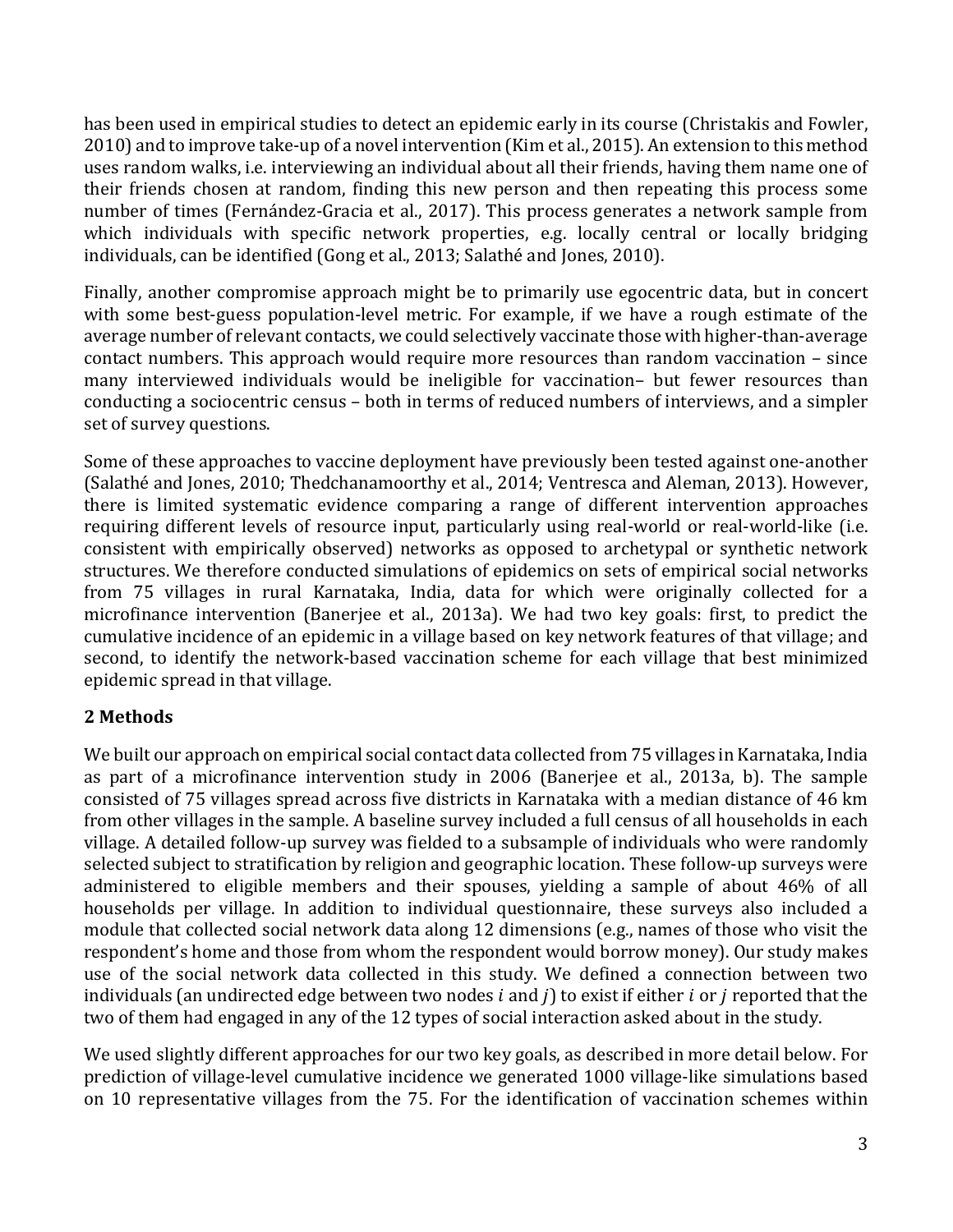has been used in empirical studies to detect an epidemic early in its course (Christakis and Fowler, 2010) and to improve take-up of a novel intervention (Kim et al., 2015). An extension to this method uses random walks, i.e. interviewing an individual about all their friends, having them name one of their friends chosen at random, finding this new person and then repeating this process some number of times (Fernández-Gracia et al., 2017). This process generates a network sample from which individuals with specific network properties, e.g. locally central or locally bridging individuals, can be identified (Gong et al., 2013; Salathé and Jones, 2010).

Finally, another compromise approach might be to primarily use egocentric data, but in concert with some best-guess population-level metric. For example, if we have a rough estimate of the average number of relevant contacts, we could selectively vaccinate those with higher-than-average contact numbers. This approach would require more resources than random vaccination – since many interviewed individuals would be ineligible for vaccination– but fewer resources than conducting a sociocentric census – both in terms of reduced numbers of interviews, and a simpler set of survey questions.

Some of these approaches to vaccine deployment have previously been tested against one-another (Salathé and Jones, 2010; Thedchanamoorthy et al., 2014; Ventresca and Aleman, 2013). However, there is limited systematic evidence comparing a range of different intervention approaches requiring different levels of resource input, particularly using real-world or real-world-like (i.e. consistent with empirically observed) networks as opposed to archetypal or synthetic network structures. We therefore conducted simulations of epidemics on sets of empirical social networks from 75 villages in rural Karnataka, India, data for which were originally collected for a microfinance intervention (Banerjee et al., 2013a). We had two key goals: first, to predict the cumulative incidence of an epidemic in a village based on key network features of that village; and second, to identify the network-based vaccination scheme for each village that best minimized epidemic spread in that village.

## 2 Methods

We built our approach on empirical social contact data collected from 75 villages in Karnataka, India as part of a microfinance intervention study in 2006 (Banerjee et al., 2013a, b). The sample consisted of 75 villages spread across five districts in Karnataka with a median distance of 46 km from other villages in the sample. A baseline survey included a full census of all households in each village. A detailed follow-up survey was fielded to a subsample of individuals who were randomly selected subject to stratification by religion and geographic location. These follow-up surveys were administered to eligible members and their spouses, yielding a sample of about 46% of all households per village. In addition to individual questionnaire, these surveys also included a module that collected social network data along 12 dimensions (e.g., names of those who visit the respondent's home and those from whom the respondent would borrow money). Our study makes use of the social network data collected in this study. We defined a connection between two individuals (an undirected edge between two nodes $i$ and $j$) to exist if either $i$ or $j$ reported that the two of them had engaged in any of the 12 types of social interaction asked about in the study.

We used slightly different approaches for our two key goals, as described in more detail below. For prediction of village-level cumulative incidence we generated 1000 village-like simulations based on 10 representative villages from the 75. For the identification of vaccination schemes within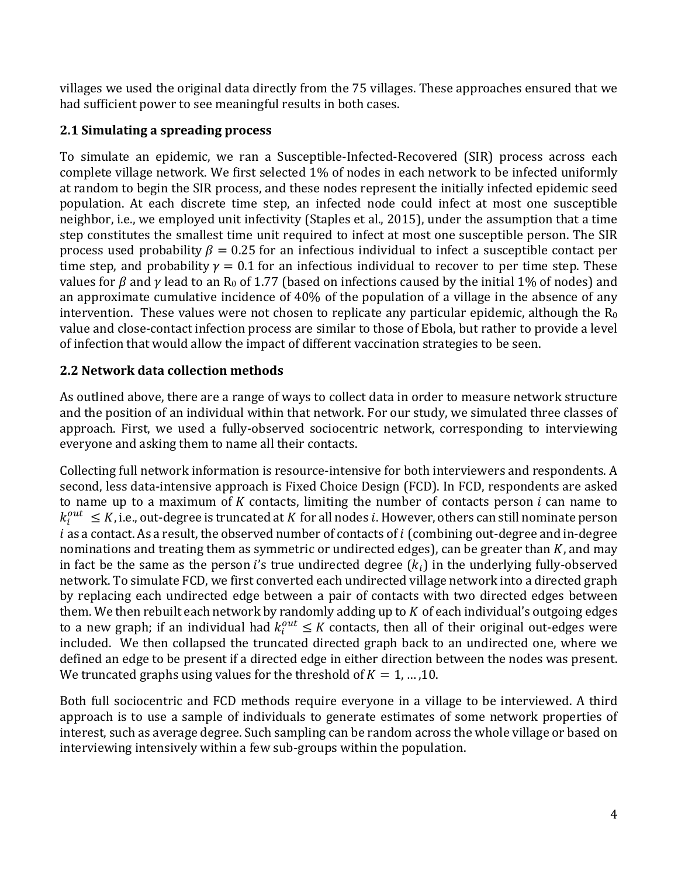villages we used the original data directly from the 75 villages. These approaches ensured that we had sufficient power to see meaningful results in both cases.

### 2.1 Simulating a spreading process

To simulate an epidemic, we ran a Susceptible-Infected-Recovered (SIR) process across each complete village network. We first selected 1% of nodes in each network to be infected uniformly at random to begin the SIR process, and these nodes represent the initially infected epidemic seed population. At each discrete time step, an infected node could infect at most one susceptible neighbor, i.e., we employed unit infectivity (Staples et al., 2015), under the assumption that a time step constitutes the smallest time unit required to infect at most one susceptible person. The SIR process used probability $\beta = 0.25$ for an infectious individual to infect a susceptible contact per time step, and probability $\gamma = 0.1$ for an infectious individual to recover to per time step. These values for $\beta$ and $\gamma$ lead to an $R_0$ of 1.77 (based on infections caused by the initial 1% of nodes) and an approximate cumulative incidence of 40% of the population of a village in the absence of any intervention. These values were not chosen to replicate any particular epidemic, although the $R_0$ value and close-contact infection process are similar to those of Ebola, but rather to provide a level of infection that would allow the impact of different vaccination strategies to be seen.

### 2.2 Network data collection methods

As outlined above, there are a range of ways to collect data in order to measure network structure and the position of an individual within that network. For our study, we simulated three classes of approach. First, we used a fully-observed sociocentric network, corresponding to interviewing everyone and asking them to name all their contacts.

Collecting full network information is resource-intensive for both interviewers and respondents. A second, less data-intensive approach is Fixed Choice Design (FCD). In FCD, respondents are asked to name up to a maximum of $K$ contacts, limiting the number of contacts person $i$ can name to $k_i^{out} \leq K$, i.e., out-degree is truncated at $K$ for all nodes $i$. However, others can still nominate person $i$ as a contact. As a result, the observed number of contacts of $i$ (combining out-degree and in-degree nominations and treating them as symmetric or undirected edges), can be greater than $K$, and may in fact be the same as the person $i$'s true undirected degree ($k_i$) in the underlying fully-observed network. To simulate FCD, we first converted each undirected village network into a directed graph by replacing each undirected edge between a pair of contacts with two directed edges between them. We then rebuilt each network by randomly adding up to $K$ of each individual's outgoing edges to a new graph; if an individual had $k_i^{out} \leq K$ contacts, then all of their original out-edges were included. We then collapsed the truncated directed graph back to an undirected one, where we defined an edge to be present if a directed edge in either direction between the nodes was present. We truncated graphs using values for the threshold of $K = 1, \ldots, 10$.

Both full sociocentric and FCD methods require everyone in a village to be interviewed. A third approach is to use a sample of individuals to generate estimates of some network properties of interest, such as average degree. Such sampling can be random across the whole village or based on interviewing intensively within a few sub-groups within the population.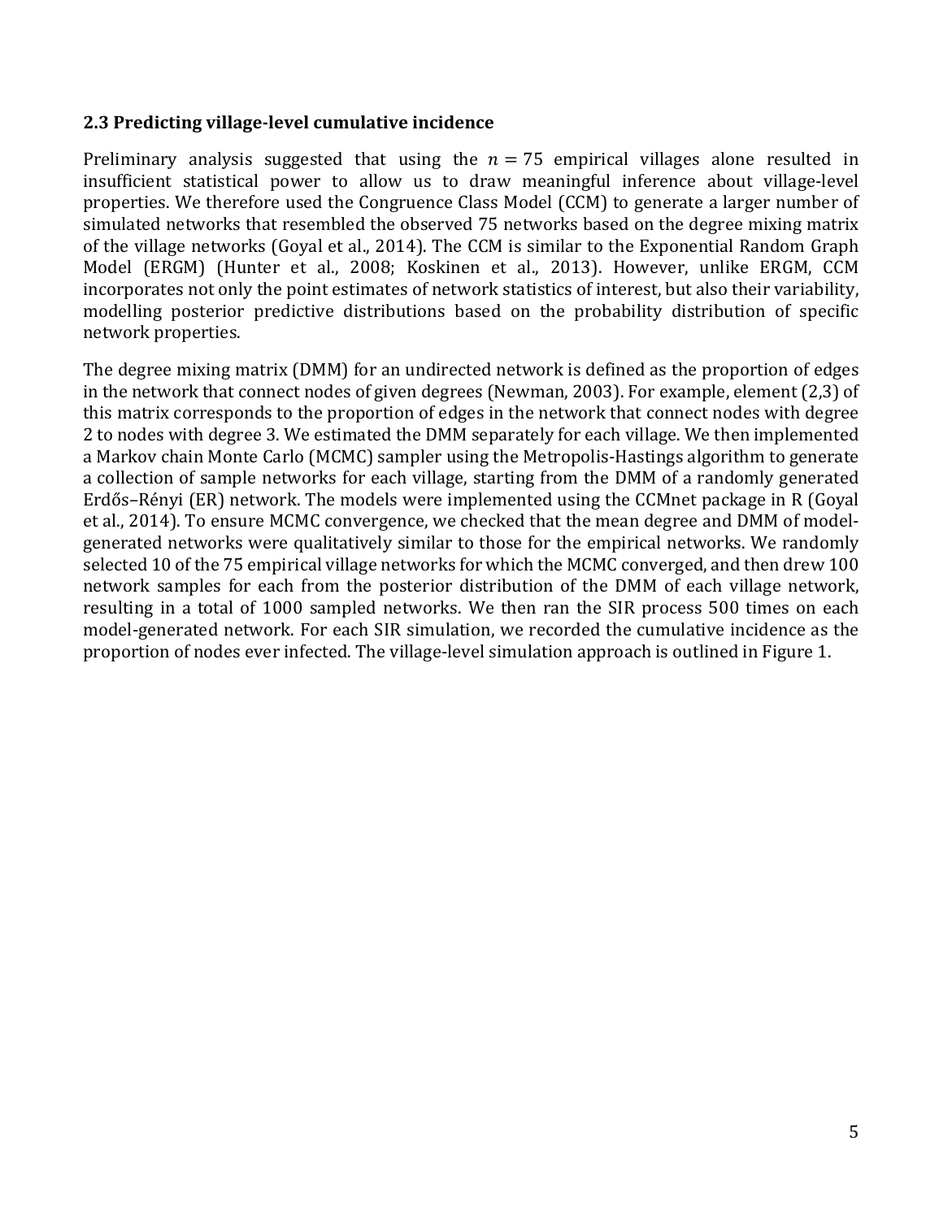### 2.3 Predicting village-level cumulative incidence

Preliminary analysis suggested that using the $n = 75$ empirical villages alone resulted in insufficient statistical power to allow us to draw meaningful inference about village-level properties. We therefore used the Congruence Class Model (CCM) to generate a larger number of simulated networks that resembled the observed 75 networks based on the degree mixing matrix of the village networks (Goyal et al., 2014). The CCM is similar to the Exponential Random Graph Model (ERGM) (Hunter et al., 2008; Koskinen et al., 2013). However, unlike ERGM, CCM incorporates not only the point estimates of network statistics of interest, but also their variability, modelling posterior predictive distributions based on the probability distribution of specific network properties.

The degree mixing matrix (DMM) for an undirected network is defined as the proportion of edges in the network that connect nodes of given degrees (Newman, 2003). For example, element (2,3) of this matrix corresponds to the proportion of edges in the network that connect nodes with degree 2 to nodes with degree 3. We estimated the DMM separately for each village. We then implemented a Markov chain Monte Carlo (MCMC) sampler using the Metropolis-Hastings algorithm to generate a collection of sample networks for each village, starting from the DMM of a randomly generated Erdős–Rényi (ER) network. The models were implemented using the CCMnet package in R (Goyal et al., 2014). To ensure MCMC convergence, we checked that the mean degree and DMM of model-generated networks were qualitatively similar to those for the empirical networks. We randomly selected 10 of the 75 empirical village networks for which the MCMC converged, and then drew 100 network samples for each from the posterior distribution of the DMM of each village network, resulting in a total of 1000 sampled networks. We then ran the SIR process 500 times on each model-generated network. For each SIR simulation, we recorded the cumulative incidence as the proportion of nodes ever infected. The village-level simulation approach is outlined in Figure 1.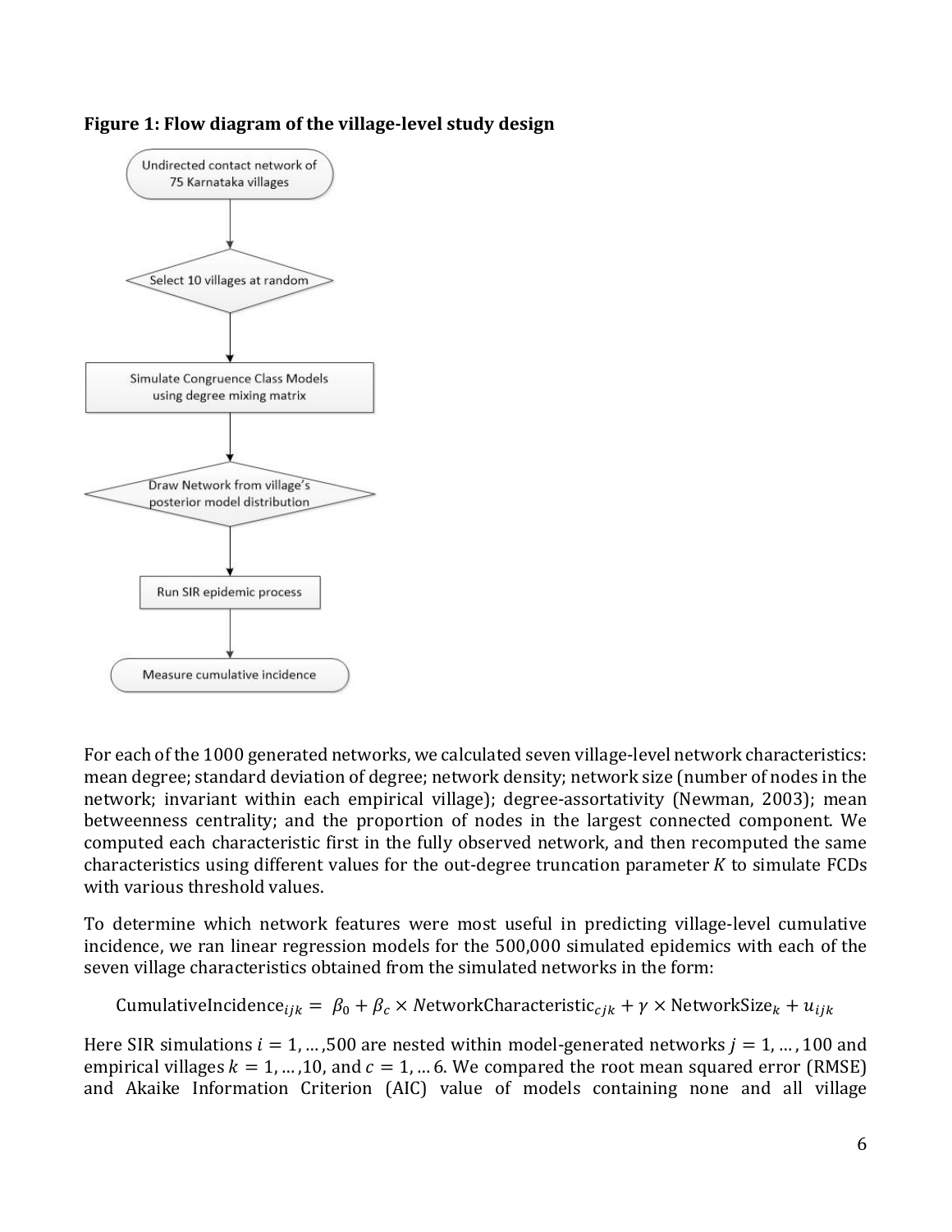**Figure 1: Flow diagram of the village-level study design**

Undirected contact network of 75 Karnataka villages

↓

Select 10 villages at random

↓

Simulate Congruence Class Models using degree mixing matrix

↓

Draw Network from village's posterior model distribution

↓

Run SIR epidemic process

↓

Measure cumulative incidence

For each of the 1000 generated networks, we calculated seven village-level network characteristics: mean degree; standard deviation of degree; network density; network size (number of nodes in the network; invariant within each empirical village); degree-assortativity (Newman, 2003); mean betweenness centrality; and the proportion of nodes in the largest connected component. We computed each characteristic first in the fully observed network, and then recomputed the same characteristics using different values for the out-degree truncation parameter $K$ to simulate FCDs with various threshold values.

To determine which network features were most useful in predicting village-level cumulative incidence, we ran linear regression models for the 500,000 simulated epidemics with each of the seven village characteristics obtained from the simulated networks in the form:

$$\text{CumulativeIncidence}_{ijk} = \beta_0 + \beta_c \times \text{NetworkCharacteristic}_{cjk} + \gamma \times \text{NetworkSize}_k + u_{ijk}$$

Here SIR simulations $i = 1, \ldots, 500$ are nested within model-generated networks $j = 1, \ldots, 100$ and empirical villages $k = 1, \ldots, 10$, and $c = 1, \ldots 6$. We compared the root mean squared error (RMSE) and Akaike Information Criterion (AIC) value of models containing none and all village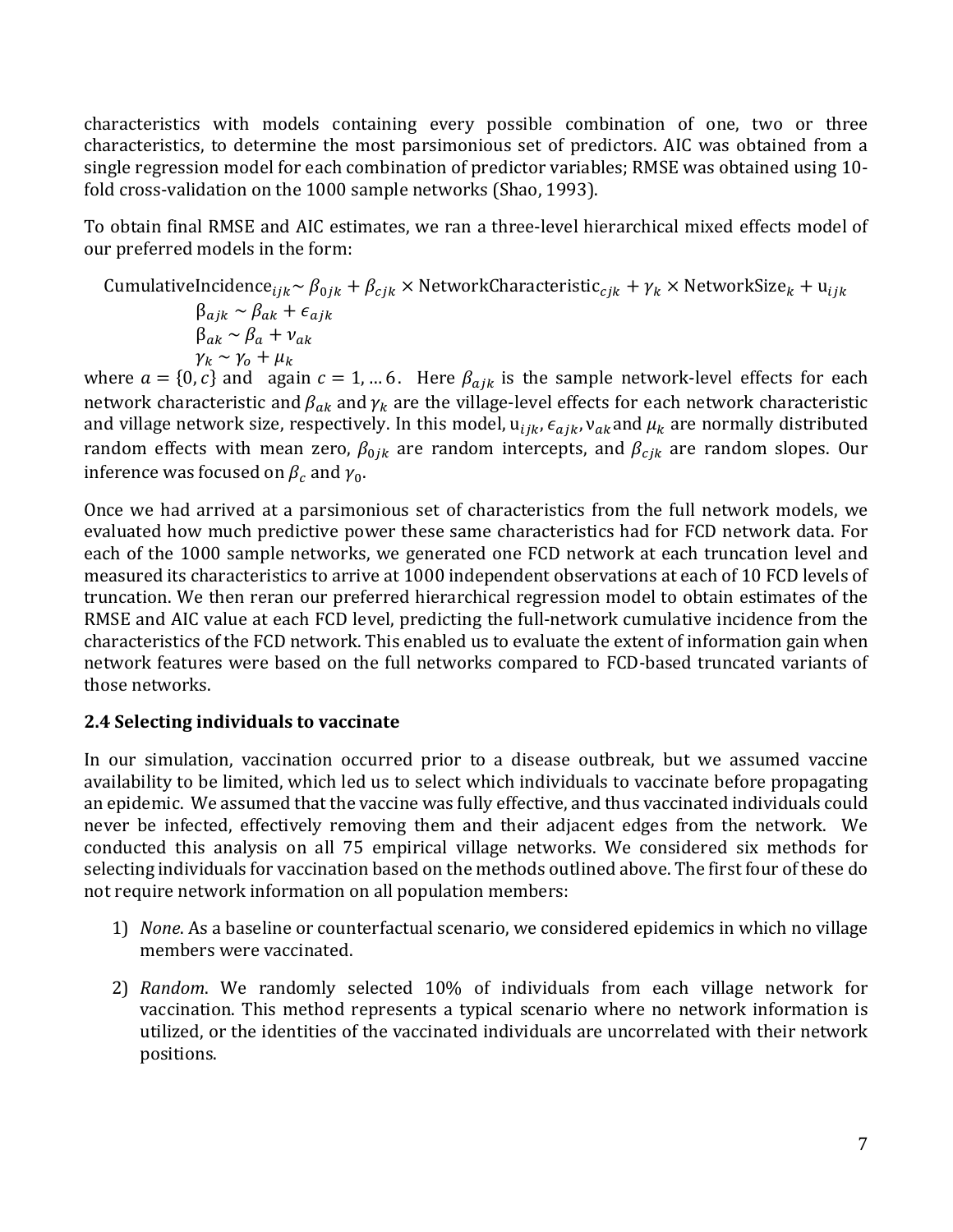characteristics with models containing every possible combination of one, two or three characteristics, to determine the most parsimonious set of predictors. AIC was obtained from a single regression model for each combination of predictor variables; RMSE was obtained using 10-fold cross-validation on the 1000 sample networks (Shao, 1993).

To obtain final RMSE and AIC estimates, we ran a three-level hierarchical mixed effects model of our preferred models in the form:

$$\text{CumulativeIncidence}_{ijk} \sim \beta_{0jk} + \beta_{cjk} \times \text{NetworkCharacteristic}_{cjk} + \gamma_k \times \text{NetworkSize}_k + \text{u}_{ijk}$$

$$\beta_{ajk} \sim \beta_{ak} + \epsilon_{ajk}$$

$$\beta_{ak} \sim \beta_a + \nu_{ak}$$

$$\gamma_k \sim \gamma_o + \mu_k$$

where $a = \{0, c\}$ and again $c = 1, \ldots 6$. Here $\beta_{ajk}$ is the sample network-level effects for each network characteristic and $\beta_{ak}$ and $\gamma_k$ are the village-level effects for each network characteristic and village network size, respectively. In this model, $\text{u}_{ijk}$, $\epsilon_{ajk}$, $\nu_{ak}$ and $\mu_k$ are normally distributed random effects with mean zero, $\beta_{0jk}$ are random intercepts, and $\beta_{cjk}$ are random slopes. Our inference was focused on $\beta_c$ and $\gamma_0$.

Once we had arrived at a parsimonious set of characteristics from the full network models, we evaluated how much predictive power these same characteristics had for FCD network data. For each of the 1000 sample networks, we generated one FCD network at each truncation level and measured its characteristics to arrive at 1000 independent observations at each of 10 FCD levels of truncation. We then reran our preferred hierarchical regression model to obtain estimates of the RMSE and AIC value at each FCD level, predicting the full-network cumulative incidence from the characteristics of the FCD network. This enabled us to evaluate the extent of information gain when network features were based on the full networks compared to FCD-based truncated variants of those networks.

### 2.4 Selecting individuals to vaccinate

In our simulation, vaccination occurred prior to a disease outbreak, but we assumed vaccine availability to be limited, which led us to select which individuals to vaccinate before propagating an epidemic. We assumed that the vaccine was fully effective, and thus vaccinated individuals could never be infected, effectively removing them and their adjacent edges from the network. We conducted this analysis on all 75 empirical village networks. We considered six methods for selecting individuals for vaccination based on the methods outlined above. The first four of these do not require network information on all population members:

1) *None*. As a baseline or counterfactual scenario, we considered epidemics in which no village members were vaccinated.

2) *Random*. We randomly selected 10% of individuals from each village network for vaccination. This method represents a typical scenario where no network information is utilized, or the identities of the vaccinated individuals are uncorrelated with their network positions.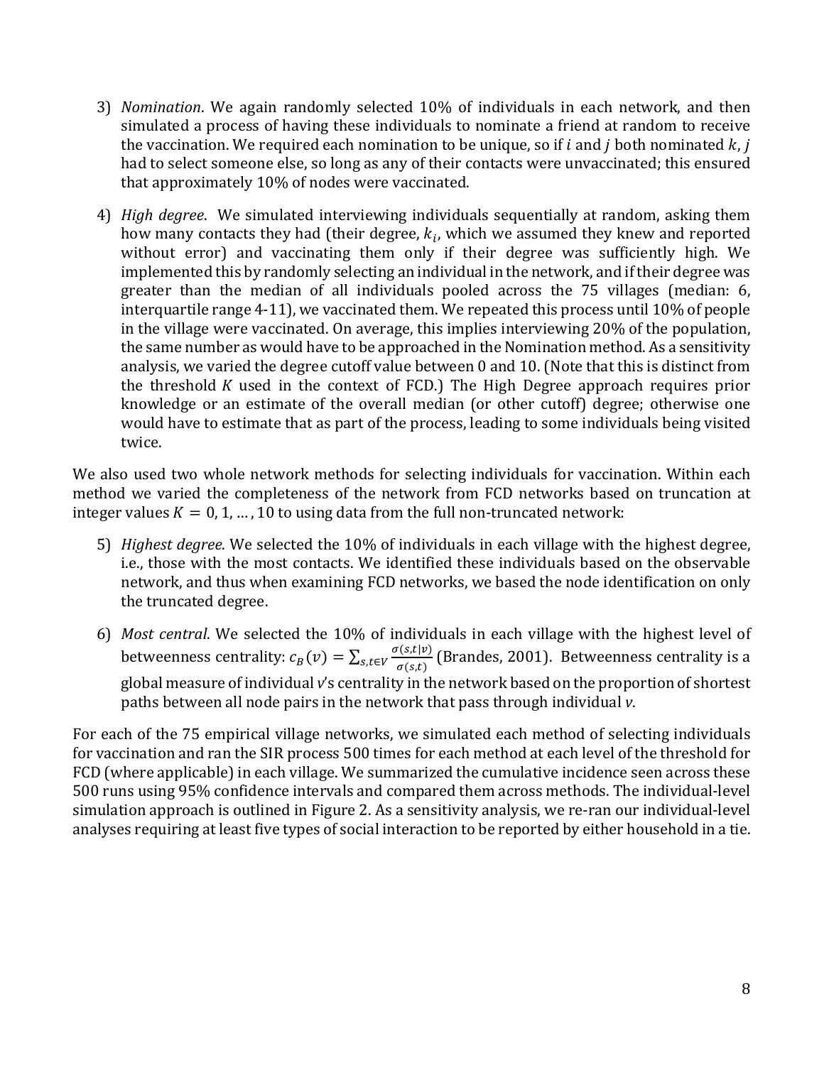3) *Nomination*. We again randomly selected 10% of individuals in each network, and then simulated a process of having these individuals to nominate a friend at random to receive the vaccination. We required each nomination to be unique, so if $i$ and $j$ both nominated $k$, $j$ had to select someone else, so long as any of their contacts were unvaccinated; this ensured that approximately 10% of nodes were vaccinated.

4) *High degree*. We simulated interviewing individuals sequentially at random, asking them how many contacts they had (their degree, $k_i$, which we assumed they knew and reported without error) and vaccinating them only if their degree was sufficiently high. We implemented this by randomly selecting an individual in the network, and if their degree was greater than the median of all individuals pooled across the 75 villages (median: 6, interquartile range 4-11), we vaccinated them. We repeated this process until 10% of people in the village were vaccinated. On average, this implies interviewing 20% of the population, the same number as would have to be approached in the Nomination method. As a sensitivity analysis, we varied the degree cutoff value between 0 and 10. (Note that this is distinct from the threshold $K$ used in the context of FCD.) The High Degree approach requires prior knowledge or an estimate of the overall median (or other cutoff) degree; otherwise one would have to estimate that as part of the process, leading to some individuals being visited twice.

We also used two whole network methods for selecting individuals for vaccination. Within each method we varied the completeness of the network from FCD networks based on truncation at integer values $K = 0, 1, \ldots, 10$ to using data from the full non-truncated network:

5) *Highest degree*. We selected the 10% of individuals in each village with the highest degree, i.e., those with the most contacts. We identified these individuals based on the observable network, and thus when examining FCD networks, we based the node identification on only the truncated degree.

6) *Most central*. We selected the 10% of individuals in each village with the highest level of betweenness centrality: $c_B(v) = \sum_{s,t \in V} \frac{\sigma(s,t|v)}{\sigma(s,t)}$ (Brandes, 2001). Betweenness centrality is a global measure of individual $v$'s centrality in the network based on the proportion of shortest paths between all node pairs in the network that pass through individual $v$.

For each of the 75 empirical village networks, we simulated each method of selecting individuals for vaccination and ran the SIR process 500 times for each method at each level of the threshold for FCD (where applicable) in each village. We summarized the cumulative incidence seen across these 500 runs using 95% confidence intervals and compared them across methods. The individual-level simulation approach is outlined in Figure 2. As a sensitivity analysis, we re-ran our individual-level analyses requiring at least five types of social interaction to be reported by either household in a tie.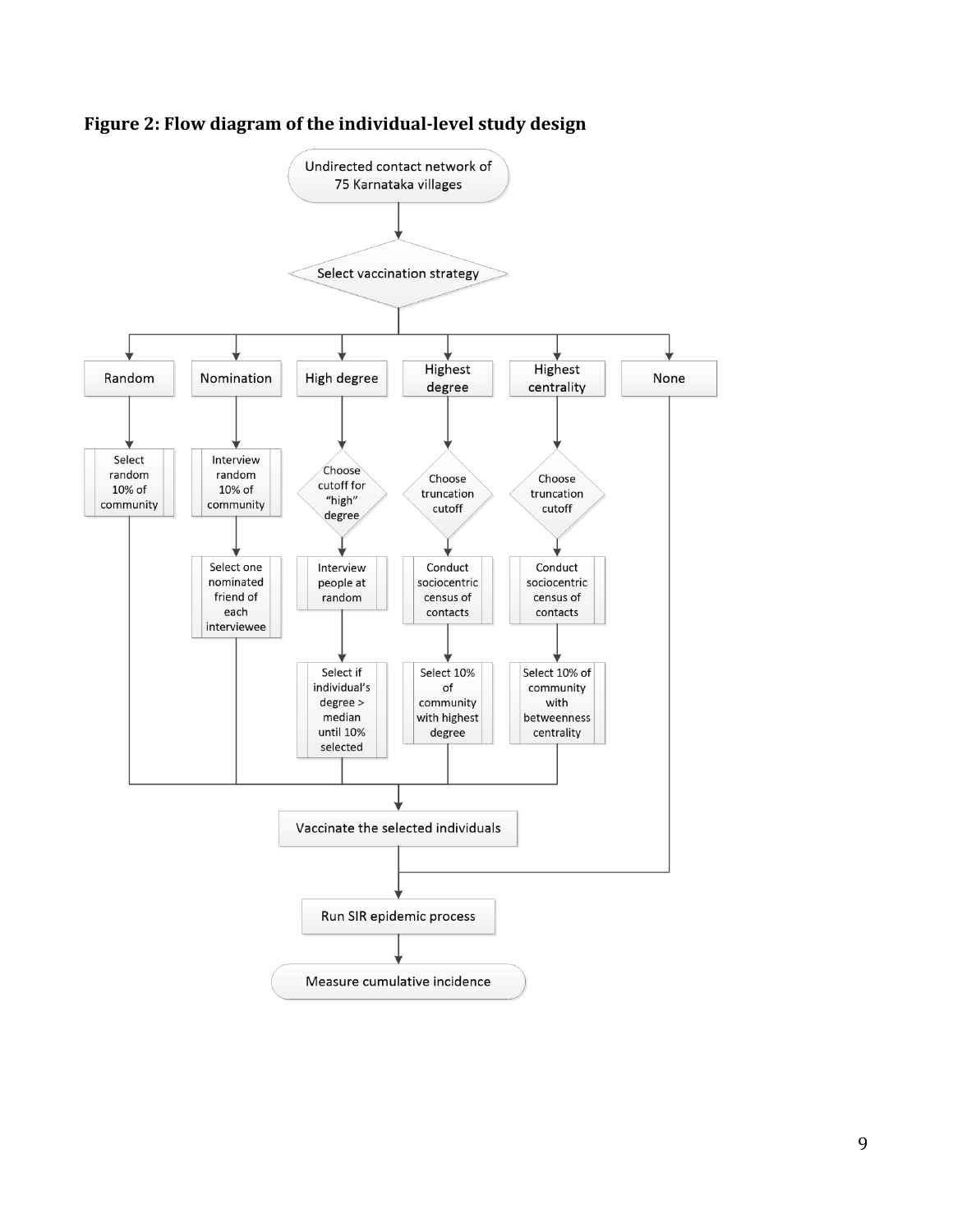## Figure 2: Flow diagram of the individual-level study design

Undirected contact network of 75 Karnataka villages

↓

Select vaccination strategy

- **Random**
  - Select random 10% of community
- **Nomination**
  - Interview random 10% of community
  - Select one nominated friend of each interviewee
- **High degree**
  - Choose cutoff for "high" degree
  - Interview people at random
  - Select if individual's degree > median until 10% selected
- **Highest degree**
  - Choose truncation cutoff
  - Conduct sociocentric census of contacts
  - Select 10% of community with highest degree
- **Highest centrality**
  - Choose truncation cutoff
  - Conduct sociocentric census of contacts
  - Select 10% of community with betweenness centrality
- **None**

↓

Vaccinate the selected individuals

↓

Run SIR epidemic process

↓

Measure cumulative incidence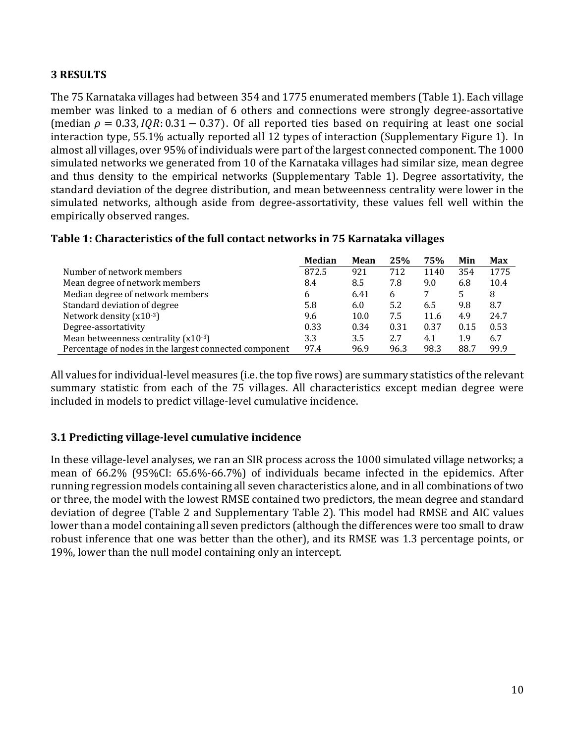## 3 RESULTS

The 75 Karnataka villages had between 354 and 1775 enumerated members (Table 1). Each village member was linked to a median of 6 others and connections were strongly degree-assortative (median $\rho = 0.33, IQR: 0.31 - 0.37$). Of all reported ties based on requiring at least one social interaction type, 55.1% actually reported all 12 types of interaction (Supplementary Figure 1). In almost all villages, over 95% of individuals were part of the largest connected component. The 1000 simulated networks we generated from 10 of the Karnataka villages had similar size, mean degree and thus density to the empirical networks (Supplementary Table 1). Degree assortativity, the standard deviation of the degree distribution, and mean betweenness centrality were lower in the simulated networks, although aside from degree-assortativity, these values fell well within the empirically observed ranges.

**Table 1: Characteristics of the full contact networks in 75 Karnataka villages**

| | Median | Mean | 25% | 75% | Min | Max |
|---|---|---|---|---|---|---|
| Number of network members | 872.5 | 921 | 712 | 1140 | 354 | 1775 |
| Mean degree of network members | 8.4 | 8.5 | 7.8 | 9.0 | 6.8 | 10.4 |
| Median degree of network members | 6 | 6.41 | 6 | 7 | 5 | 8 |
| Standard deviation of degree | 5.8 | 6.0 | 5.2 | 6.5 | 9.8 | 8.7 |
| Network density (x10$^{-3}$) | 9.6 | 10.0 | 7.5 | 11.6 | 4.9 | 24.7 |
| Degree-assortativity | 0.33 | 0.34 | 0.31 | 0.37 | 0.15 | 0.53 |
| Mean betweenness centrality (x10$^{-3}$) | 3.3 | 3.5 | 2.7 | 4.1 | 1.9 | 6.7 |
| Percentage of nodes in the largest connected component | 97.4 | 96.9 | 96.3 | 98.3 | 88.7 | 99.9 |

All values for individual-level measures (i.e. the top five rows) are summary statistics of the relevant summary statistic from each of the 75 villages. All characteristics except median degree were included in models to predict village-level cumulative incidence.

### 3.1 Predicting village-level cumulative incidence

In these village-level analyses, we ran an SIR process across the 1000 simulated village networks; a mean of 66.2% (95%CI: 65.6%-66.7%) of individuals became infected in the epidemics. After running regression models containing all seven characteristics alone, and in all combinations of two or three, the model with the lowest RMSE contained two predictors, the mean degree and standard deviation of degree (Table 2 and Supplementary Table 2). This model had RMSE and AIC values lower than a model containing all seven predictors (although the differences were too small to draw robust inference that one was better than the other), and its RMSE was 1.3 percentage points, or 19%, lower than the null model containing only an intercept.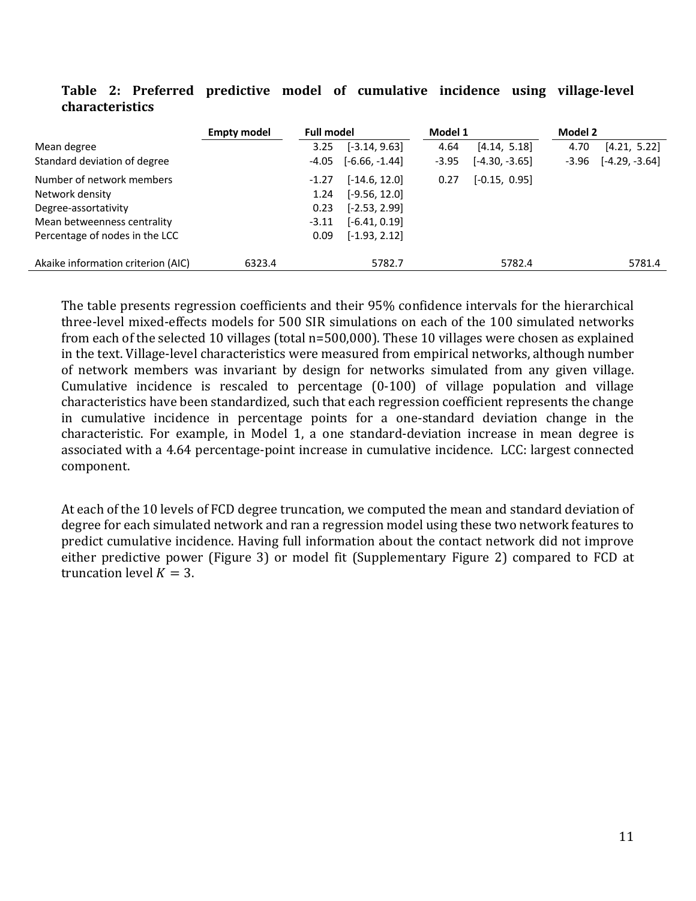**Table 2: Preferred predictive model of cumulative incidence using village-level characteristics**

| | Empty model | Full model | | Model 1 | | Model 2 | |
|---|---|---|---|---|---|---|---|
| Mean degree | | 3.25 | [-3.14, 9.63] | 4.64 | [4.14, 5.18] | 4.70 | [4.21, 5.22] |
| Standard deviation of degree | | -4.05 | [-6.66, -1.44] | -3.95 | [-4.30, -3.65] | -3.96 | [-4.29, -3.64] |
| Number of network members | | -1.27 | [-14.6, 12.0] | 0.27 | [-0.15, 0.95] | | |
| Network density | | 1.24 | [-9.56, 12.0] | | | | |
| Degree-assortativity | | 0.23 | [-2.53, 2.99] | | | | |
| Mean betweenness centrality | | -3.11 | [-6.41, 0.19] | | | | |
| Percentage of nodes in the LCC | | 0.09 | [-1.93, 2.12] | | | | |
| Akaike information criterion (AIC) | 6323.4 | | 5782.7 | | 5782.4 | | 5781.4 |

The table presents regression coefficients and their 95% confidence intervals for the hierarchical three-level mixed-effects models for 500 SIR simulations on each of the 100 simulated networks from each of the selected 10 villages (total n=500,000). These 10 villages were chosen as explained in the text. Village-level characteristics were measured from empirical networks, although number of network members was invariant by design for networks simulated from any given village. Cumulative incidence is rescaled to percentage (0-100) of village population and village characteristics have been standardized, such that each regression coefficient represents the change in cumulative incidence in percentage points for a one-standard deviation change in the characteristic. For example, in Model 1, a one standard-deviation increase in mean degree is associated with a 4.64 percentage-point increase in cumulative incidence. LCC: largest connected component.

At each of the 10 levels of FCD degree truncation, we computed the mean and standard deviation of degree for each simulated network and ran a regression model using these two network features to predict cumulative incidence. Having full information about the contact network did not improve either predictive power (Figure 3) or model fit (Supplementary Figure 2) compared to FCD at truncation level $K = 3$.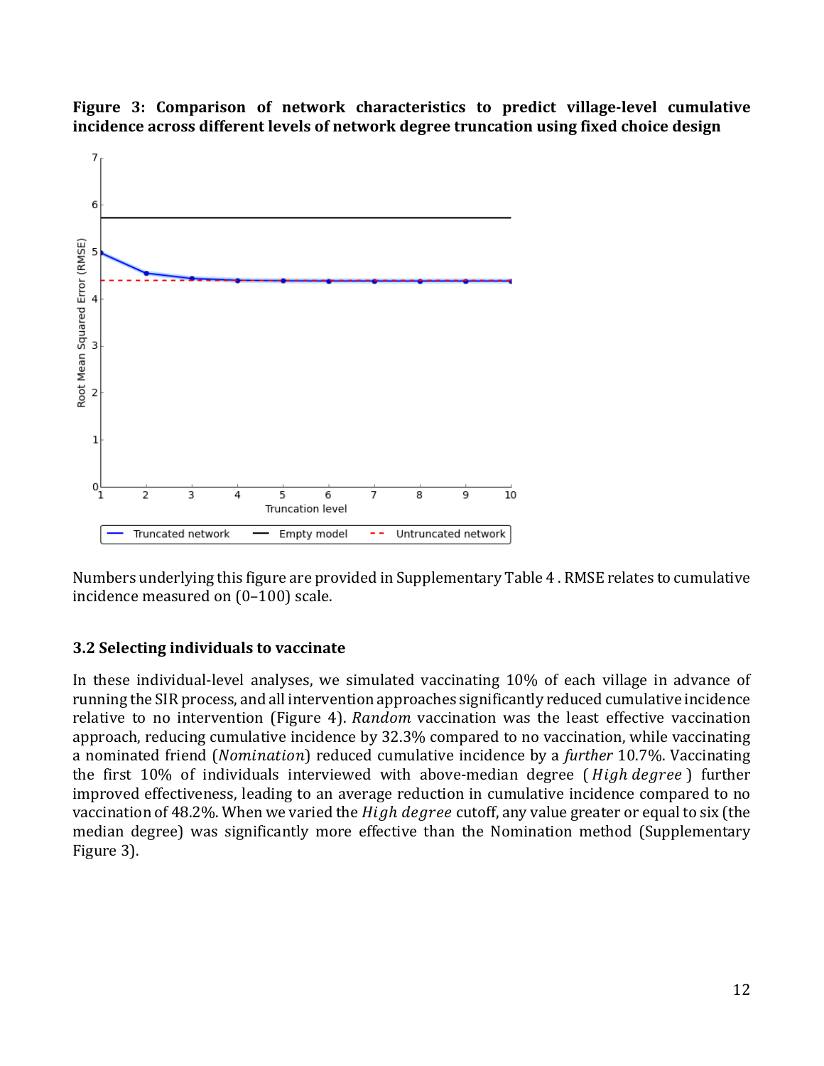**Figure 3: Comparison of network characteristics to predict village-level cumulative incidence across different levels of network degree truncation using fixed choice design**

Numbers underlying this figure are provided in Supplementary Table 4 . RMSE relates to cumulative incidence measured on (0–100) scale.

### 3.2 Selecting individuals to vaccinate

In these individual-level analyses, we simulated vaccinating 10% of each village in advance of running the SIR process, and all intervention approaches significantly reduced cumulative incidence relative to no intervention (Figure 4). *Random* vaccination was the least effective vaccination approach, reducing cumulative incidence by 32.3% compared to no vaccination, while vaccinating a nominated friend (*Nomination*) reduced cumulative incidence by a *further* 10.7%. Vaccinating the first 10% of individuals interviewed with above-median degree (*High degree*) further improved effectiveness, leading to an average reduction in cumulative incidence compared to no vaccination of 48.2%. When we varied the *High degree* cutoff, any value greater or equal to six (the median degree) was significantly more effective than the Nomination method (Supplementary Figure 3).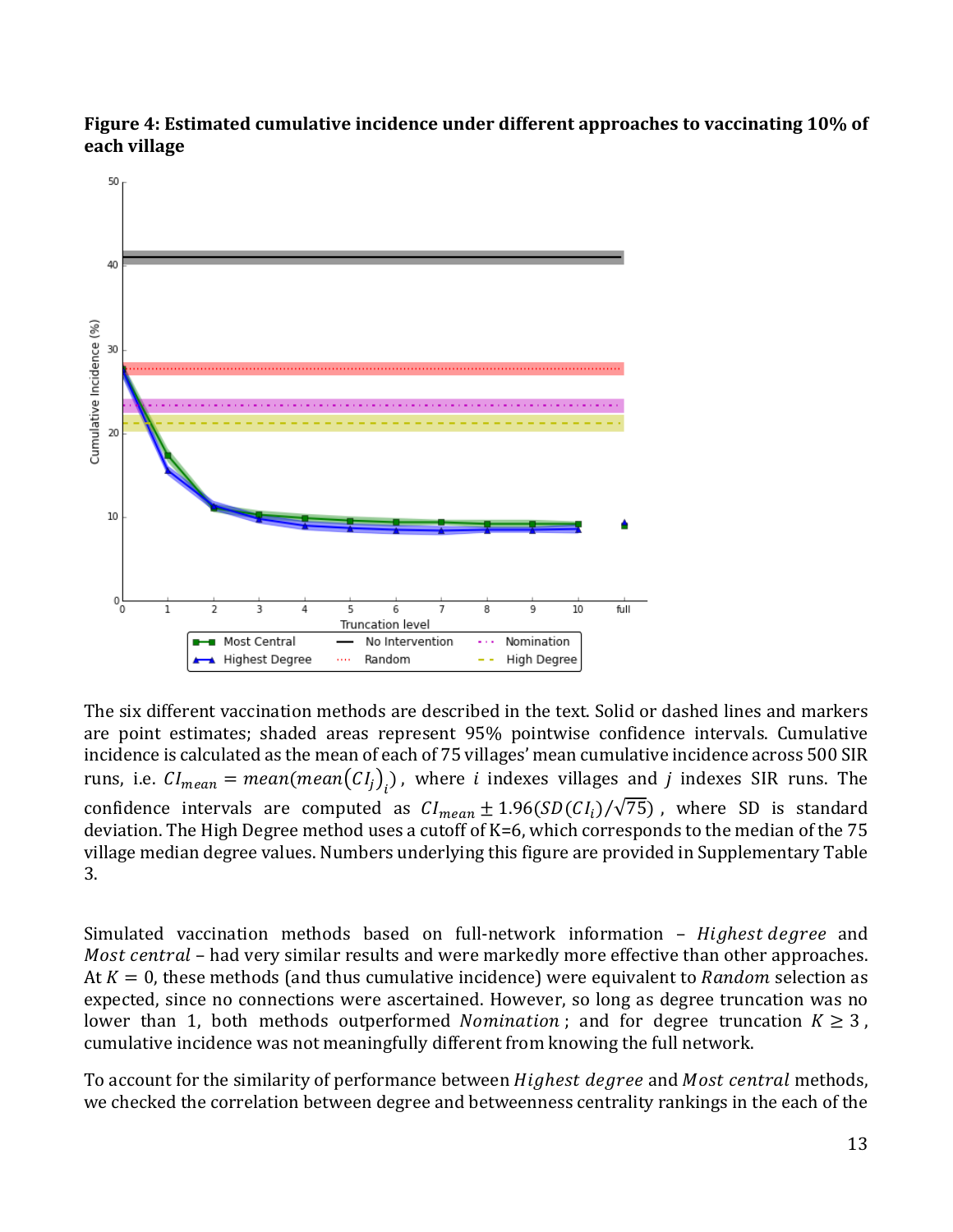**Figure 4: Estimated cumulative incidence under different approaches to vaccinating 10% of each village**

The six different vaccination methods are described in the text. Solid or dashed lines and markers are point estimates; shaded areas represent 95% pointwise confidence intervals. Cumulative incidence is calculated as the mean of each of 75 villages' mean cumulative incidence across 500 SIR runs, i.e. $CI_{mean} = mean(mean(CI_j)_i)$, where $i$ indexes villages and $j$ indexes SIR runs. The confidence intervals are computed as $CI_{mean} \pm 1.96(SD(CI_i)/\sqrt{75})$, where SD is standard deviation. The High Degree method uses a cutoff of K=6, which corresponds to the median of the 75 village median degree values. Numbers underlying this figure are provided in Supplementary Table 3.

Simulated vaccination methods based on full-network information – *Highest degree* and *Most central* – had very similar results and were markedly more effective than other approaches. At $K = 0$, these methods (and thus cumulative incidence) were equivalent to *Random* selection as expected, since no connections were ascertained. However, so long as degree truncation was no lower than 1, both methods outperformed *Nomination*; and for degree truncation $K \geq 3$, cumulative incidence was not meaningfully different from knowing the full network.

To account for the similarity of performance between *Highest degree* and *Most central* methods, we checked the correlation between degree and betweenness centrality rankings in the each of the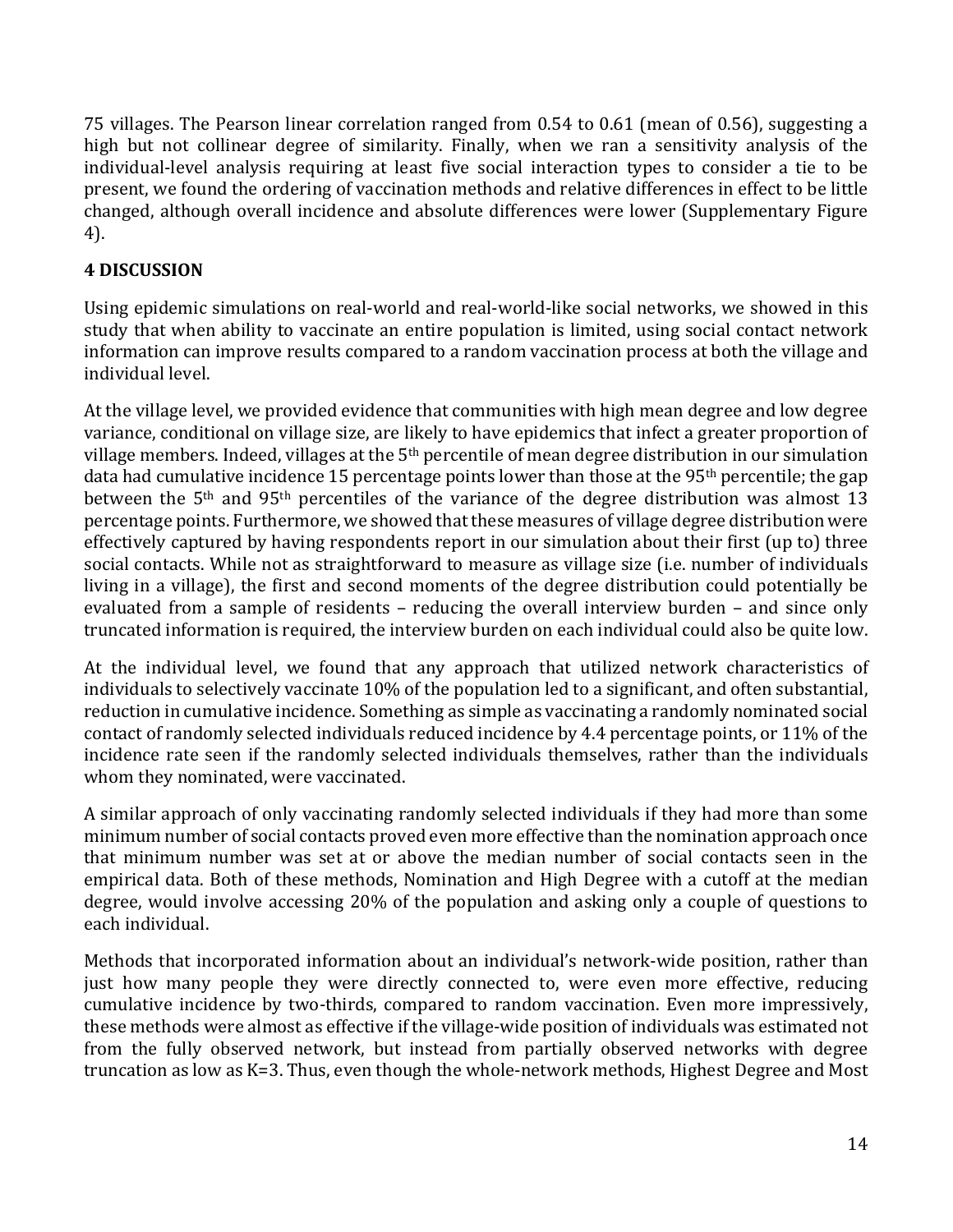75 villages. The Pearson linear correlation ranged from 0.54 to 0.61 (mean of 0.56), suggesting a high but not collinear degree of similarity. Finally, when we ran a sensitivity analysis of the individual-level analysis requiring at least five social interaction types to consider a tie to be present, we found the ordering of vaccination methods and relative differences in effect to be little changed, although overall incidence and absolute differences were lower (Supplementary Figure 4).

## 4 DISCUSSION

Using epidemic simulations on real-world and real-world-like social networks, we showed in this study that when ability to vaccinate an entire population is limited, using social contact network information can improve results compared to a random vaccination process at both the village and individual level.

At the village level, we provided evidence that communities with high mean degree and low degree variance, conditional on village size, are likely to have epidemics that infect a greater proportion of village members. Indeed, villages at the 5th percentile of mean degree distribution in our simulation data had cumulative incidence 15 percentage points lower than those at the 95th percentile; the gap between the 5th and 95th percentiles of the variance of the degree distribution was almost 13 percentage points. Furthermore, we showed that these measures of village degree distribution were effectively captured by having respondents report in our simulation about their first (up to) three social contacts. While not as straightforward to measure as village size (i.e. number of individuals living in a village), the first and second moments of the degree distribution could potentially be evaluated from a sample of residents – reducing the overall interview burden – and since only truncated information is required, the interview burden on each individual could also be quite low.

At the individual level, we found that any approach that utilized network characteristics of individuals to selectively vaccinate 10% of the population led to a significant, and often substantial, reduction in cumulative incidence. Something as simple as vaccinating a randomly nominated social contact of randomly selected individuals reduced incidence by 4.4 percentage points, or 11% of the incidence rate seen if the randomly selected individuals themselves, rather than the individuals whom they nominated, were vaccinated.

A similar approach of only vaccinating randomly selected individuals if they had more than some minimum number of social contacts proved even more effective than the nomination approach once that minimum number was set at or above the median number of social contacts seen in the empirical data. Both of these methods, Nomination and High Degree with a cutoff at the median degree, would involve accessing 20% of the population and asking only a couple of questions to each individual.

Methods that incorporated information about an individual's network-wide position, rather than just how many people they were directly connected to, were even more effective, reducing cumulative incidence by two-thirds, compared to random vaccination. Even more impressively, these methods were almost as effective if the village-wide position of individuals was estimated not from the fully observed network, but instead from partially observed networks with degree truncation as low as K=3. Thus, even though the whole-network methods, Highest Degree and Most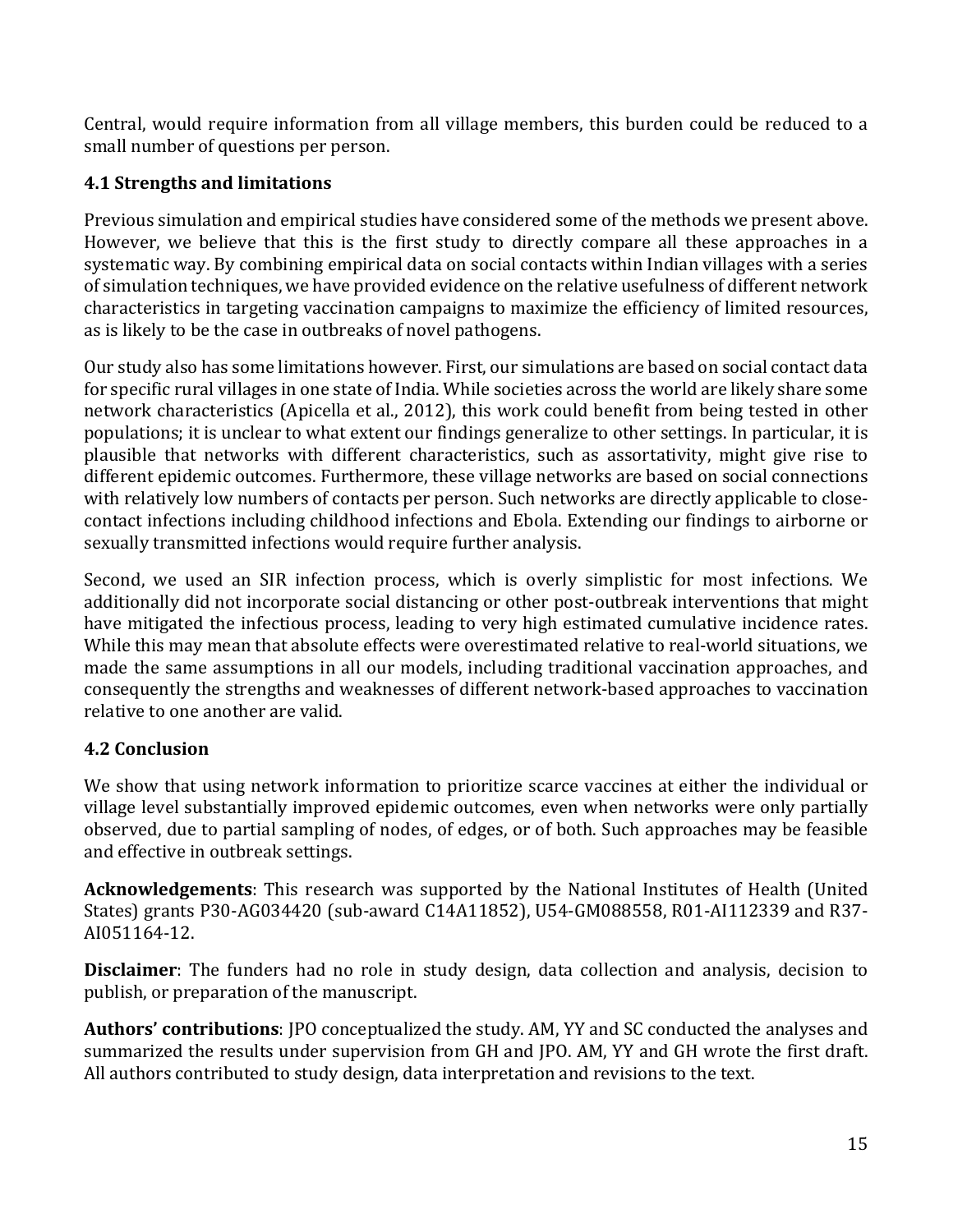Central, would require information from all village members, this burden could be reduced to a small number of questions per person.

### 4.1 Strengths and limitations

Previous simulation and empirical studies have considered some of the methods we present above. However, we believe that this is the first study to directly compare all these approaches in a systematic way. By combining empirical data on social contacts within Indian villages with a series of simulation techniques, we have provided evidence on the relative usefulness of different network characteristics in targeting vaccination campaigns to maximize the efficiency of limited resources, as is likely to be the case in outbreaks of novel pathogens.

Our study also has some limitations however. First, our simulations are based on social contact data for specific rural villages in one state of India. While societies across the world are likely share some network characteristics (Apicella et al., 2012), this work could benefit from being tested in other populations; it is unclear to what extent our findings generalize to other settings. In particular, it is plausible that networks with different characteristics, such as assortativity, might give rise to different epidemic outcomes. Furthermore, these village networks are based on social connections with relatively low numbers of contacts per person. Such networks are directly applicable to close-contact infections including childhood infections and Ebola. Extending our findings to airborne or sexually transmitted infections would require further analysis.

Second, we used an SIR infection process, which is overly simplistic for most infections. We additionally did not incorporate social distancing or other post-outbreak interventions that might have mitigated the infectious process, leading to very high estimated cumulative incidence rates. While this may mean that absolute effects were overestimated relative to real-world situations, we made the same assumptions in all our models, including traditional vaccination approaches, and consequently the strengths and weaknesses of different network-based approaches to vaccination relative to one another are valid.

### 4.2 Conclusion

We show that using network information to prioritize scarce vaccines at either the individual or village level substantially improved epidemic outcomes, even when networks were only partially observed, due to partial sampling of nodes, of edges, or of both. Such approaches may be feasible and effective in outbreak settings.

**Acknowledgements**: This research was supported by the National Institutes of Health (United States) grants P30-AG034420 (sub-award C14A11852), U54-GM088558, R01-AI112339 and R37-AI051164-12.

**Disclaimer**: The funders had no role in study design, data collection and analysis, decision to publish, or preparation of the manuscript.

**Authors' contributions**: JPO conceptualized the study. AM, YY and SC conducted the analyses and summarized the results under supervision from GH and JPO. AM, YY and GH wrote the first draft. All authors contributed to study design, data interpretation and revisions to the text.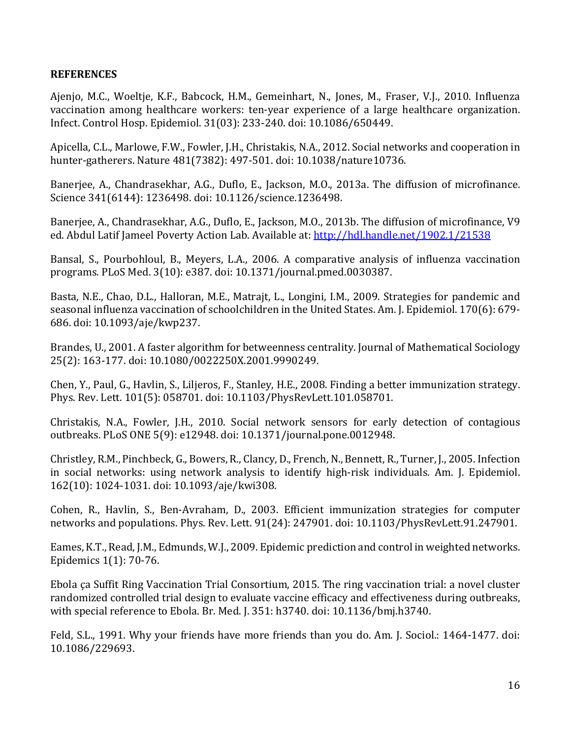**REFERENCES**

Ajenjo, M.C., Woeltje, K.F., Babcock, H.M., Gemeinhart, N., Jones, M., Fraser, V.J., 2010. Influenza vaccination among healthcare workers: ten-year experience of a large healthcare organization. Infect. Control Hosp. Epidemiol. 31(03): 233-240. doi: 10.1086/650449.

Apicella, C.L., Marlowe, F.W., Fowler, J.H., Christakis, N.A., 2012. Social networks and cooperation in hunter-gatherers. Nature 481(7382): 497-501. doi: 10.1038/nature10736.

Banerjee, A., Chandrasekhar, A.G., Duflo, E., Jackson, M.O., 2013a. The diffusion of microfinance. Science 341(6144): 1236498. doi: 10.1126/science.1236498.

Banerjee, A., Chandrasekhar, A.G., Duflo, E., Jackson, M.O., 2013b. The diffusion of microfinance, V9 ed. Abdul Latif Jameel Poverty Action Lab. Available at: http://hdl.handle.net/1902.1/21538

Bansal, S., Pourbohloul, B., Meyers, L.A., 2006. A comparative analysis of influenza vaccination programs. PLoS Med. 3(10): e387. doi: 10.1371/journal.pmed.0030387.

Basta, N.E., Chao, D.L., Halloran, M.E., Matrajt, L., Longini, I.M., 2009. Strategies for pandemic and seasonal influenza vaccination of schoolchildren in the United States. Am. J. Epidemiol. 170(6): 679-686. doi: 10.1093/aje/kwp237.

Brandes, U., 2001. A faster algorithm for betweenness centrality. Journal of Mathematical Sociology 25(2): 163-177. doi: 10.1080/0022250X.2001.9990249.

Chen, Y., Paul, G., Havlin, S., Liljeros, F., Stanley, H.E., 2008. Finding a better immunization strategy. Phys. Rev. Lett. 101(5): 058701. doi: 10.1103/PhysRevLett.101.058701.

Christakis, N.A., Fowler, J.H., 2010. Social network sensors for early detection of contagious outbreaks. PLoS ONE 5(9): e12948. doi: 10.1371/journal.pone.0012948.

Christley, R.M., Pinchbeck, G., Bowers, R., Clancy, D., French, N., Bennett, R., Turner, J., 2005. Infection in social networks: using network analysis to identify high-risk individuals. Am. J. Epidemiol. 162(10): 1024-1031. doi: 10.1093/aje/kwi308.

Cohen, R., Havlin, S., Ben-Avraham, D., 2003. Efficient immunization strategies for computer networks and populations. Phys. Rev. Lett. 91(24): 247901. doi: 10.1103/PhysRevLett.91.247901.

Eames, K.T., Read, J.M., Edmunds, W.J., 2009. Epidemic prediction and control in weighted networks. Epidemics 1(1): 70-76.

Ebola ça Suffit Ring Vaccination Trial Consortium, 2015. The ring vaccination trial: a novel cluster randomized controlled trial design to evaluate vaccine efficacy and effectiveness during outbreaks, with special reference to Ebola. Br. Med. J. 351: h3740. doi: 10.1136/bmj.h3740.

Feld, S.L., 1991. Why your friends have more friends than you do. Am. J. Sociol.: 1464-1477. doi: 10.1086/229693.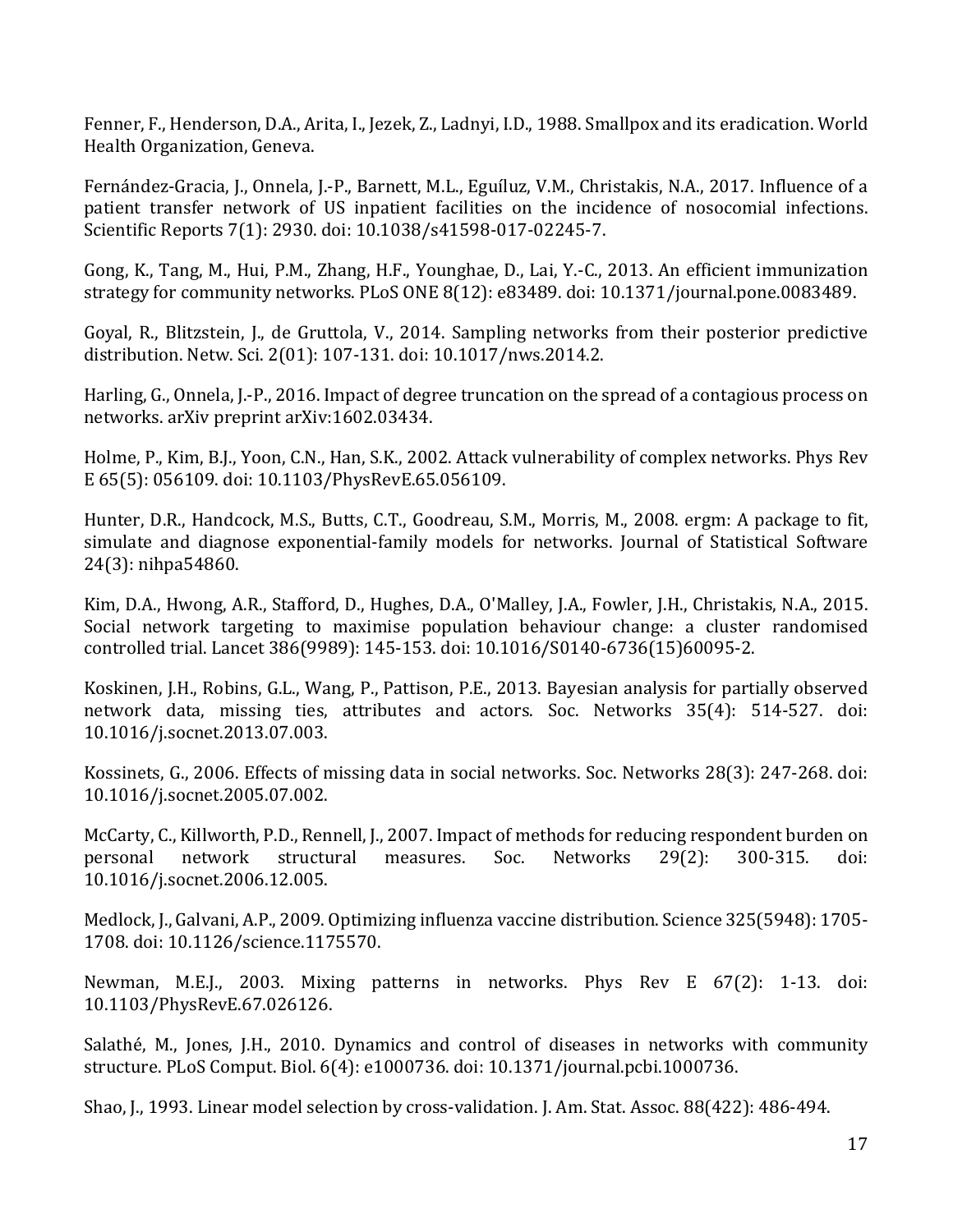Fenner, F., Henderson, D.A., Arita, I., Jezek, Z., Ladnyi, I.D., 1988. Smallpox and its eradication. World Health Organization, Geneva.

Fernández-Gracia, J., Onnela, J.-P., Barnett, M.L., Eguíluz, V.M., Christakis, N.A., 2017. Influence of a patient transfer network of US inpatient facilities on the incidence of nosocomial infections. Scientific Reports 7(1): 2930. doi: 10.1038/s41598-017-02245-7.

Gong, K., Tang, M., Hui, P.M., Zhang, H.F., Younghae, D., Lai, Y.-C., 2013. An efficient immunization strategy for community networks. PLoS ONE 8(12): e83489. doi: 10.1371/journal.pone.0083489.

Goyal, R., Blitzstein, J., de Gruttola, V., 2014. Sampling networks from their posterior predictive distribution. Netw. Sci. 2(01): 107-131. doi: 10.1017/nws.2014.2.

Harling, G., Onnela, J.-P., 2016. Impact of degree truncation on the spread of a contagious process on networks. arXiv preprint arXiv:1602.03434.

Holme, P., Kim, B.J., Yoon, C.N., Han, S.K., 2002. Attack vulnerability of complex networks. Phys Rev E 65(5): 056109. doi: 10.1103/PhysRevE.65.056109.

Hunter, D.R., Handcock, M.S., Butts, C.T., Goodreau, S.M., Morris, M., 2008. ergm: A package to fit, simulate and diagnose exponential-family models for networks. Journal of Statistical Software 24(3): nihpa54860.

Kim, D.A., Hwong, A.R., Stafford, D., Hughes, D.A., O'Malley, J.A., Fowler, J.H., Christakis, N.A., 2015. Social network targeting to maximise population behaviour change: a cluster randomised controlled trial. Lancet 386(9989): 145-153. doi: 10.1016/S0140-6736(15)60095-2.

Koskinen, J.H., Robins, G.L., Wang, P., Pattison, P.E., 2013. Bayesian analysis for partially observed network data, missing ties, attributes and actors. Soc. Networks 35(4): 514-527. doi: 10.1016/j.socnet.2013.07.003.

Kossinets, G., 2006. Effects of missing data in social networks. Soc. Networks 28(3): 247-268. doi: 10.1016/j.socnet.2005.07.002.

McCarty, C., Killworth, P.D., Rennell, J., 2007. Impact of methods for reducing respondent burden on personal network structural measures. Soc. Networks 29(2): 300-315. doi: 10.1016/j.socnet.2006.12.005.

Medlock, J., Galvani, A.P., 2009. Optimizing influenza vaccine distribution. Science 325(5948): 1705-1708. doi: 10.1126/science.1175570.

Newman, M.E.J., 2003. Mixing patterns in networks. Phys Rev E 67(2): 1-13. doi: 10.1103/PhysRevE.67.026126.

Salathé, M., Jones, J.H., 2010. Dynamics and control of diseases in networks with community structure. PLoS Comput. Biol. 6(4): e1000736. doi: 10.1371/journal.pcbi.1000736.

Shao, J., 1993. Linear model selection by cross-validation. J. Am. Stat. Assoc. 88(422): 486-494.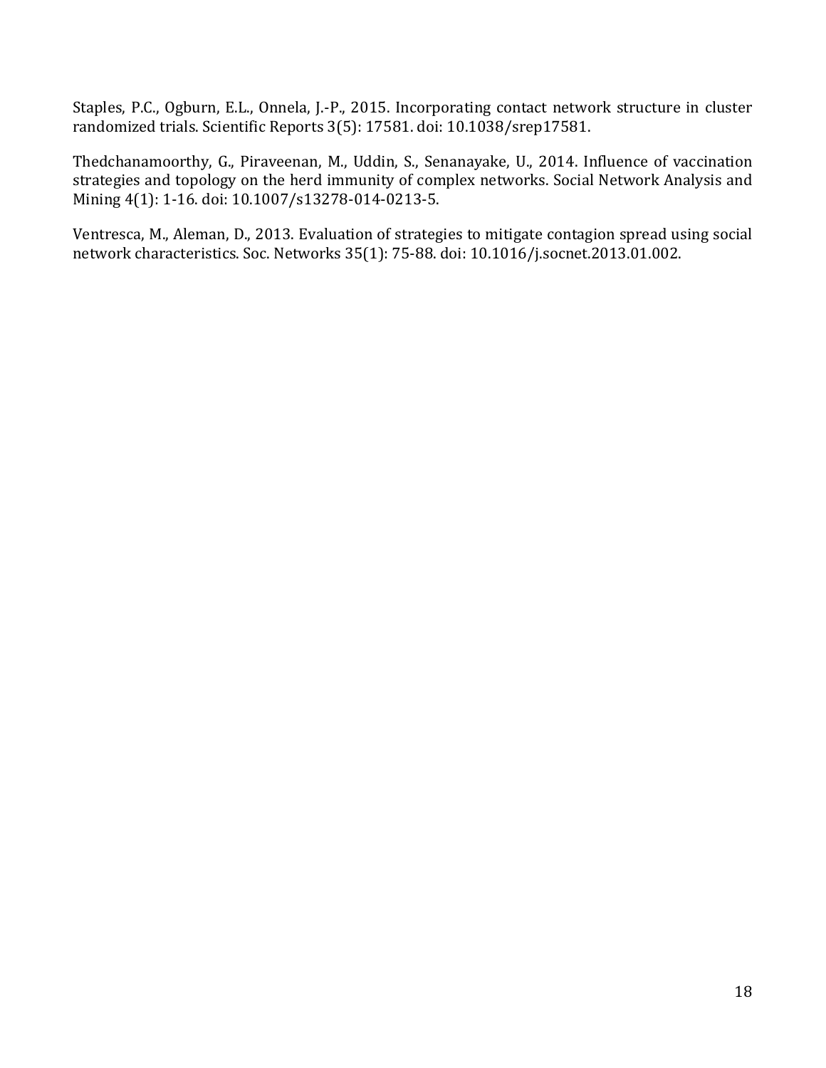Staples, P.C., Ogburn, E.L., Onnela, J.-P., 2015. Incorporating contact network structure in cluster randomized trials. Scientific Reports 3(5): 17581. doi: 10.1038/srep17581.

Thedchanamoorthy, G., Piraveenan, M., Uddin, S., Senanayake, U., 2014. Influence of vaccination strategies and topology on the herd immunity of complex networks. Social Network Analysis and Mining 4(1): 1-16. doi: 10.1007/s13278-014-0213-5.

Ventresca, M., Aleman, D., 2013. Evaluation of strategies to mitigate contagion spread using social network characteristics. Soc. Networks 35(1): 75-88. doi: 10.1016/j.socnet.2013.01.002.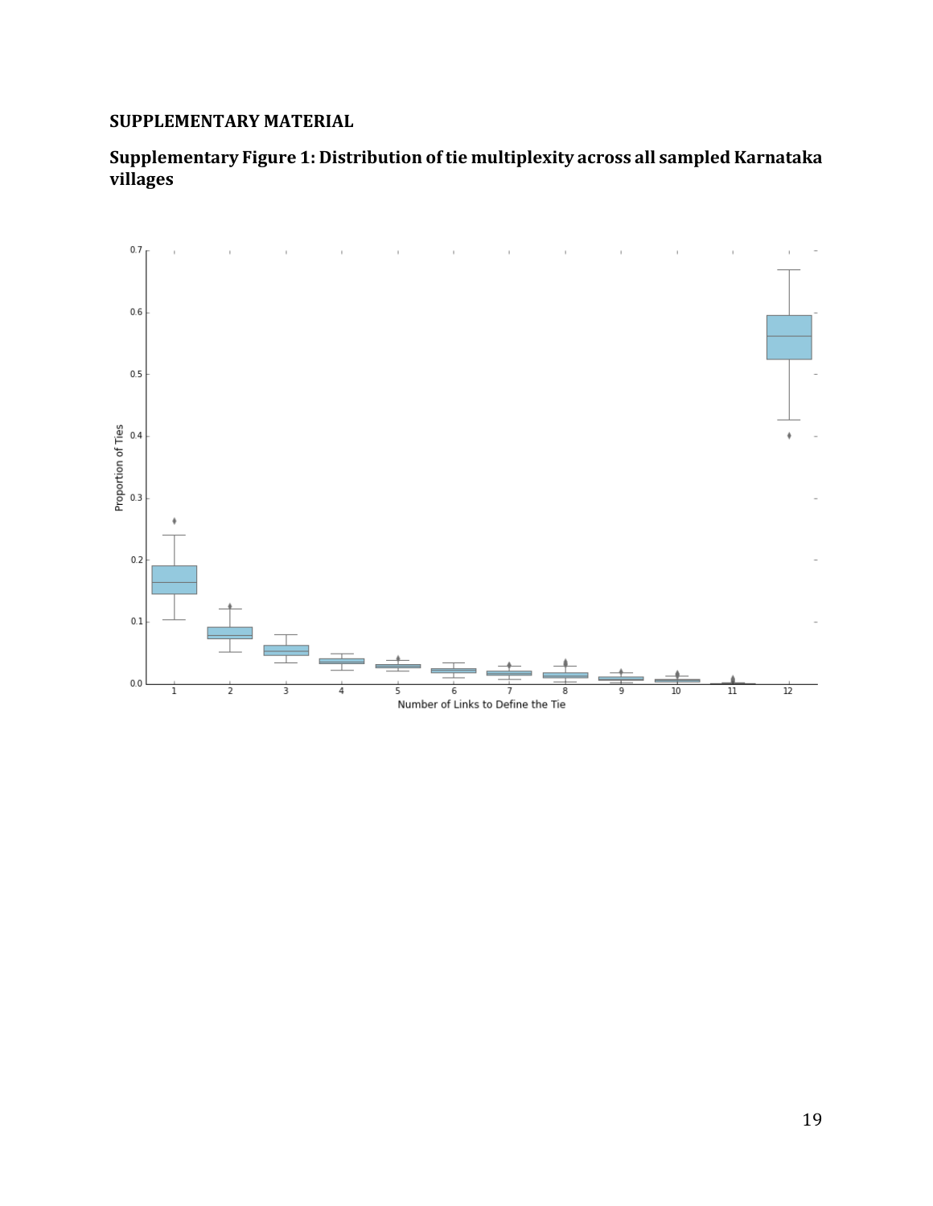## SUPPLEMENTARY MATERIAL

### Supplementary Figure 1: Distribution of tie multiplexity across all sampled Karnataka villages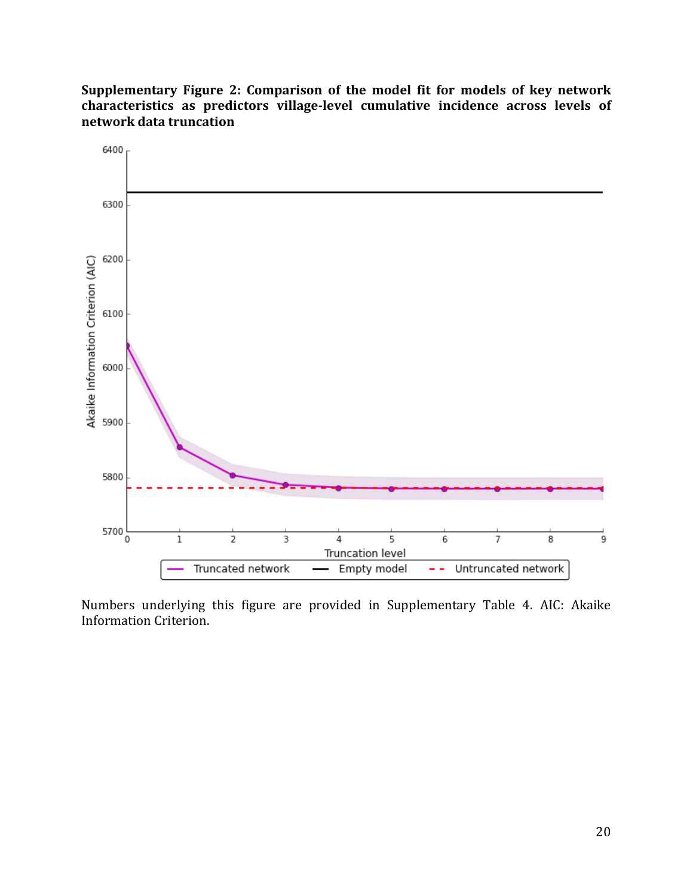**Supplementary Figure 2: Comparison of the model fit for models of key network characteristics as predictors village-level cumulative incidence across levels of network data truncation**

Numbers underlying this figure are provided in Supplementary Table 4. AIC: Akaike Information Criterion.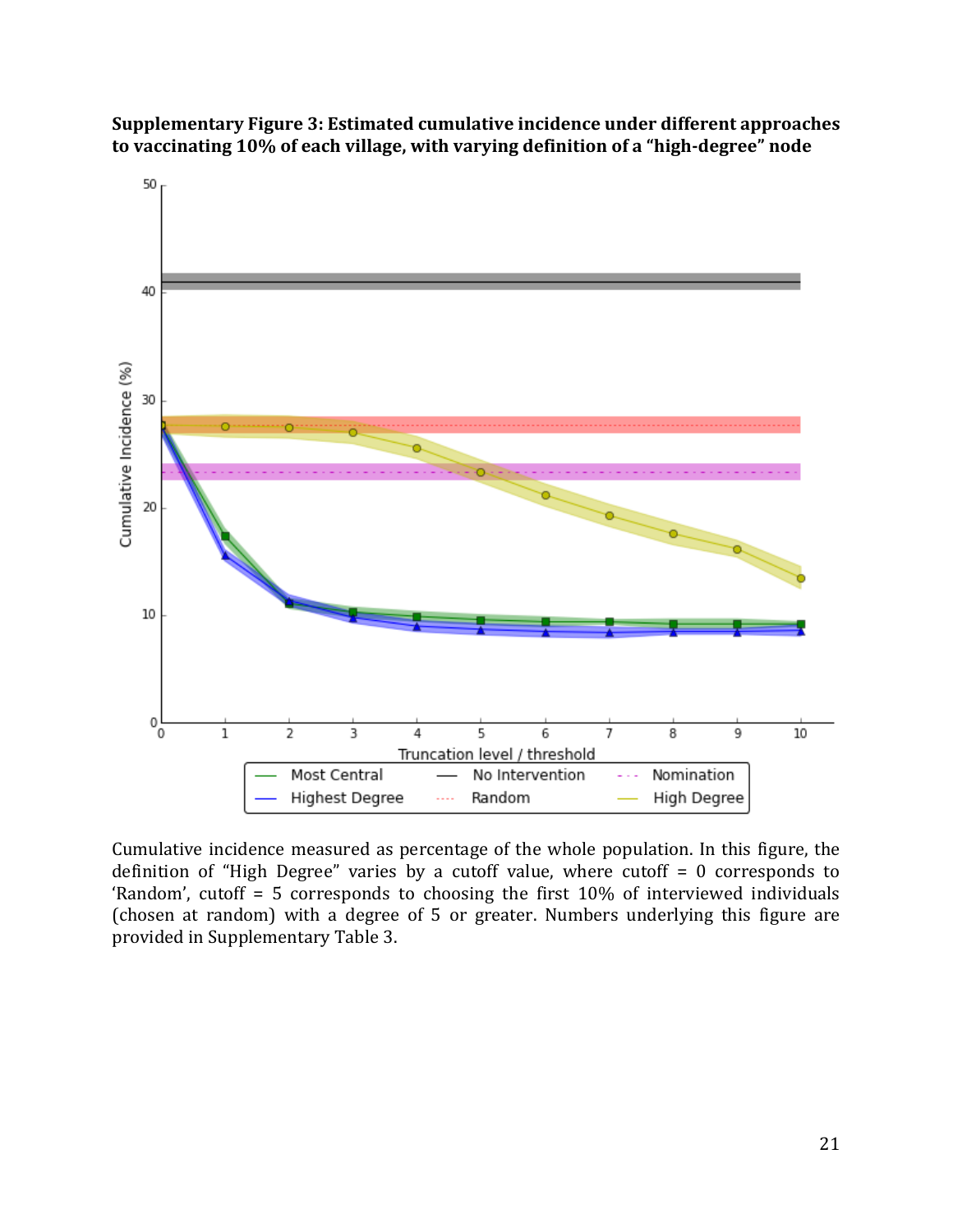**Supplementary Figure 3: Estimated cumulative incidence under different approaches to vaccinating 10% of each village, with varying definition of a "high-degree" node**

Cumulative incidence measured as percentage of the whole population. In this figure, the definition of "High Degree" varies by a cutoff value, where cutoff = 0 corresponds to 'Random', cutoff = 5 corresponds to choosing the first 10% of interviewed individuals (chosen at random) with a degree of 5 or greater. Numbers underlying this figure are provided in Supplementary Table 3.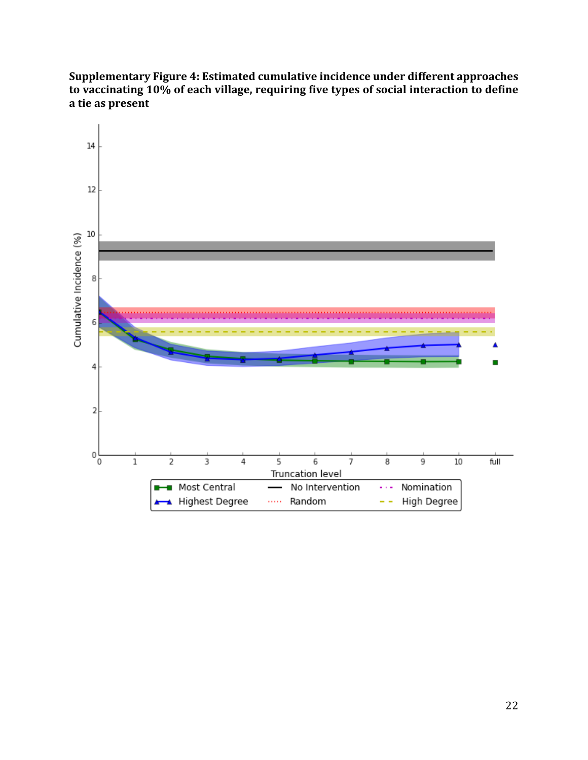**Supplementary Figure 4: Estimated cumulative incidence under different approaches to vaccinating 10% of each village, requiring five types of social interaction to define a tie as present**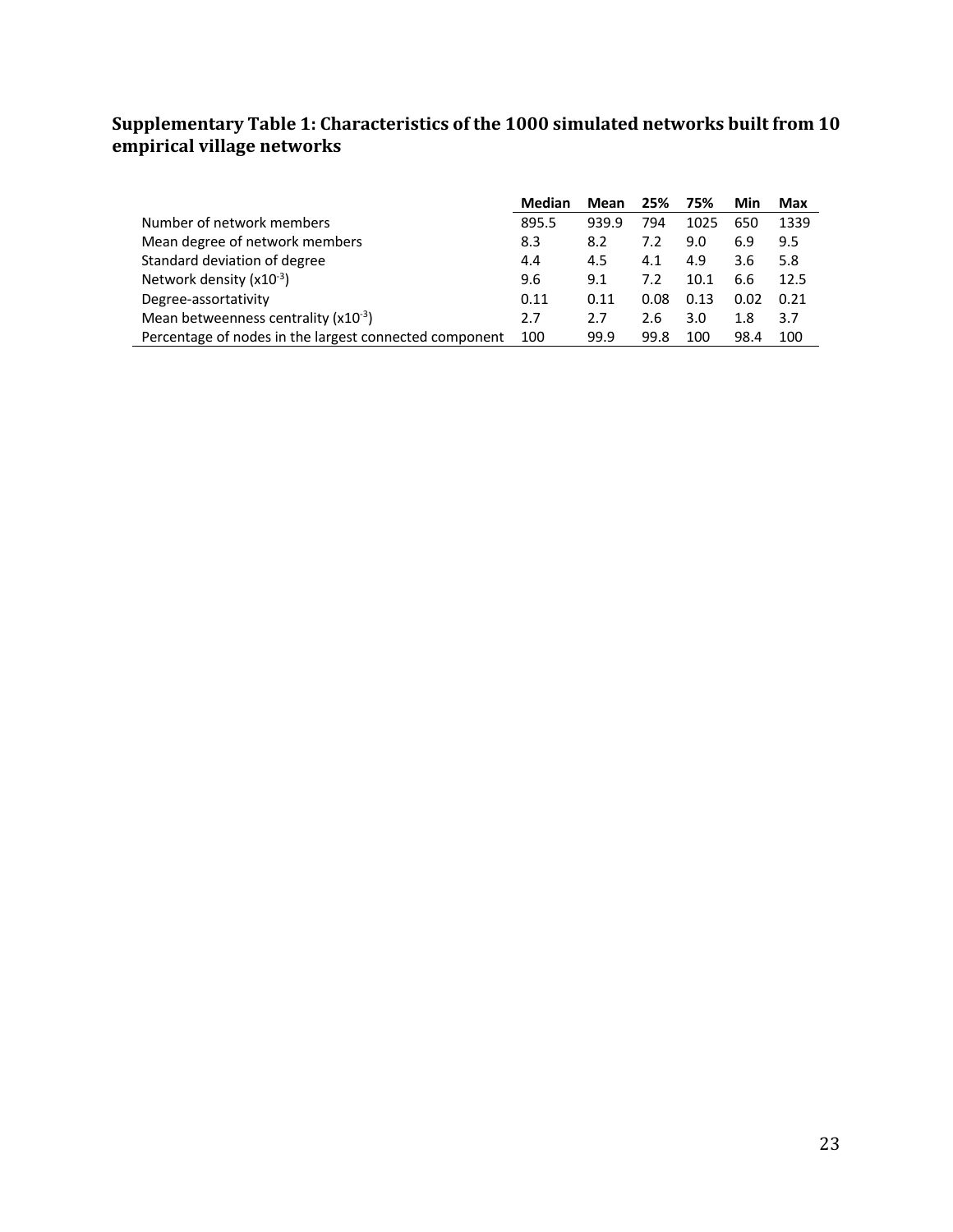## Supplementary Table 1: Characteristics of the 1000 simulated networks built from 10 empirical village networks

| | Median | Mean | 25% | 75% | Min | Max |
|---|---|---|---|---|---|---|
| Number of network members | 895.5 | 939.9 | 794 | 1025 | 650 | 1339 |
| Mean degree of network members | 8.3 | 8.2 | 7.2 | 9.0 | 6.9 | 9.5 |
| Standard deviation of degree | 4.4 | 4.5 | 4.1 | 4.9 | 3.6 | 5.8 |
| Network density ($x10^{-3}$) | 9.6 | 9.1 | 7.2 | 10.1 | 6.6 | 12.5 |
| Degree-assortativity | 0.11 | 0.11 | 0.08 | 0.13 | 0.02 | 0.21 |
| Mean betweenness centrality ($x10^{-3}$) | 2.7 | 2.7 | 2.6 | 3.0 | 1.8 | 3.7 |
| Percentage of nodes in the largest connected component | 100 | 99.9 | 99.8 | 100 | 98.4 | 100 |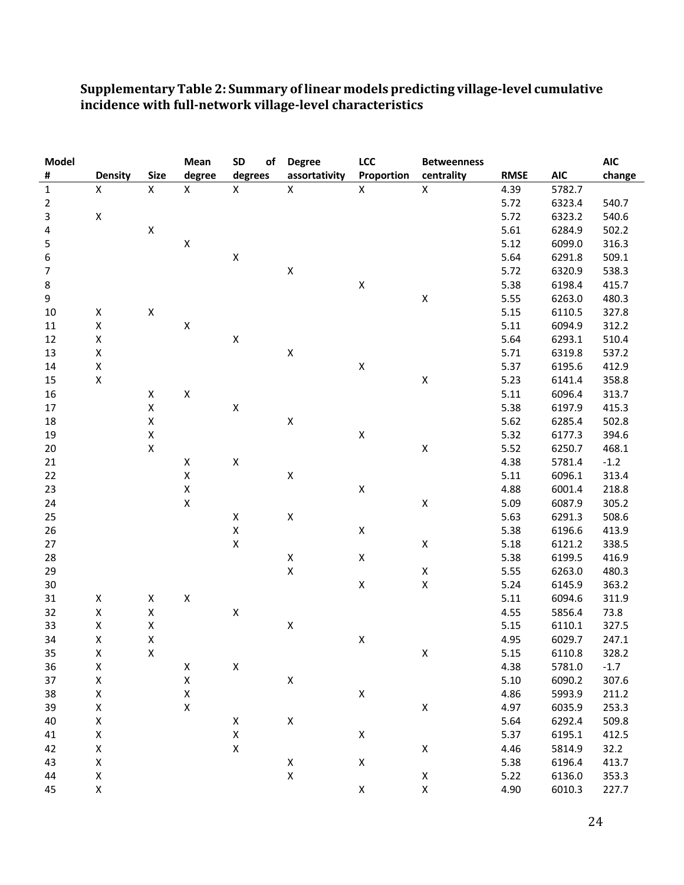**Supplementary Table 2: Summary of linear models predicting village-level cumulative incidence with full-network village-level characteristics**

| Model # | Density | Size | Mean degree | SD of degrees | Degree assortativity | LCC Proportion | Betweenness centrality | RMSE | AIC | AIC change |
|---|---|---|---|---|---|---|---|---|---|---|
| 1 | X | X | X | X | X | X | X | 4.39 | 5782.7 | |
| 2 | | | | | | | | 5.72 | 6323.4 | 540.7 |
| 3 | X | | | | | | | 5.72 | 6323.2 | 540.6 |
| 4 | | X | | | | | | 5.61 | 6284.9 | 502.2 |
| 5 | | | X | | | | | 5.12 | 6099.0 | 316.3 |
| 6 | | | | X | | | | 5.64 | 6291.8 | 509.1 |
| 7 | | | | | X | | | 5.72 | 6320.9 | 538.3 |
| 8 | | | | | | X | | 5.38 | 6198.4 | 415.7 |
| 9 | | | | | | | X | 5.55 | 6263.0 | 480.3 |
| 10 | X | X | | | | | | 5.15 | 6110.5 | 327.8 |
| 11 | X | | X | | | | | 5.11 | 6094.9 | 312.2 |
| 12 | X | | | X | | | | 5.64 | 6293.1 | 510.4 |
| 13 | X | | | | X | | | 5.71 | 6319.8 | 537.2 |
| 14 | X | | | | | X | | 5.37 | 6195.6 | 412.9 |
| 15 | X | | | | | | X | 5.23 | 6141.4 | 358.8 |
| 16 | | X | X | | | | | 5.11 | 6096.4 | 313.7 |
| 17 | | X | | X | | | | 5.38 | 6197.9 | 415.3 |
| 18 | | X | | | X | | | 5.62 | 6285.4 | 502.8 |
| 19 | | X | | | | X | | 5.32 | 6177.3 | 394.6 |
| 20 | | X | | | | | X | 5.52 | 6250.7 | 468.1 |
| 21 | | | X | X | | | | 4.38 | 5781.4 | -1.2 |
| 22 | | | X | | X | | | 5.11 | 6096.1 | 313.4 |
| 23 | | | X | | | X | | 4.88 | 6001.4 | 218.8 |
| 24 | | | X | | | | X | 5.09 | 6087.9 | 305.2 |
| 25 | | | | X | X | | | 5.63 | 6291.3 | 508.6 |
| 26 | | | | X | | X | | 5.38 | 6196.6 | 413.9 |
| 27 | | | | X | | | X | 5.18 | 6121.2 | 338.5 |
| 28 | | | | | X | X | | 5.38 | 6199.5 | 416.9 |
| 29 | | | | | X | | X | 5.55 | 6263.0 | 480.3 |
| 30 | | | | | | X | X | 5.24 | 6145.9 | 363.2 |
| 31 | X | X | X | | | | | 5.11 | 6094.6 | 311.9 |
| 32 | X | X | | X | | | | 4.55 | 5856.4 | 73.8 |
| 33 | X | X | | | X | | | 5.15 | 6110.1 | 327.5 |
| 34 | X | X | | | | X | | 4.95 | 6029.7 | 247.1 |
| 35 | X | X | | | | | X | 5.15 | 6110.8 | 328.2 |
| 36 | X | | X | X | | | | 4.38 | 5781.0 | -1.7 |
| 37 | X | | X | | X | | | 5.10 | 6090.2 | 307.6 |
| 38 | X | | X | | | X | | 4.86 | 5993.9 | 211.2 |
| 39 | X | | X | | | | X | 4.97 | 6035.9 | 253.3 |
| 40 | X | | | X | X | | | 5.64 | 6292.4 | 509.8 |
| 41 | X | | | X | | X | | 5.37 | 6195.1 | 412.5 |
| 42 | X | | | X | | | X | 4.46 | 5814.9 | 32.2 |
| 43 | X | | | | X | X | | 5.38 | 6196.4 | 413.7 |
| 44 | X | | | | X | | X | 5.22 | 6136.0 | 353.3 |
| 45 | X | | | | | X | X | 4.90 | 6010.3 | 227.7 |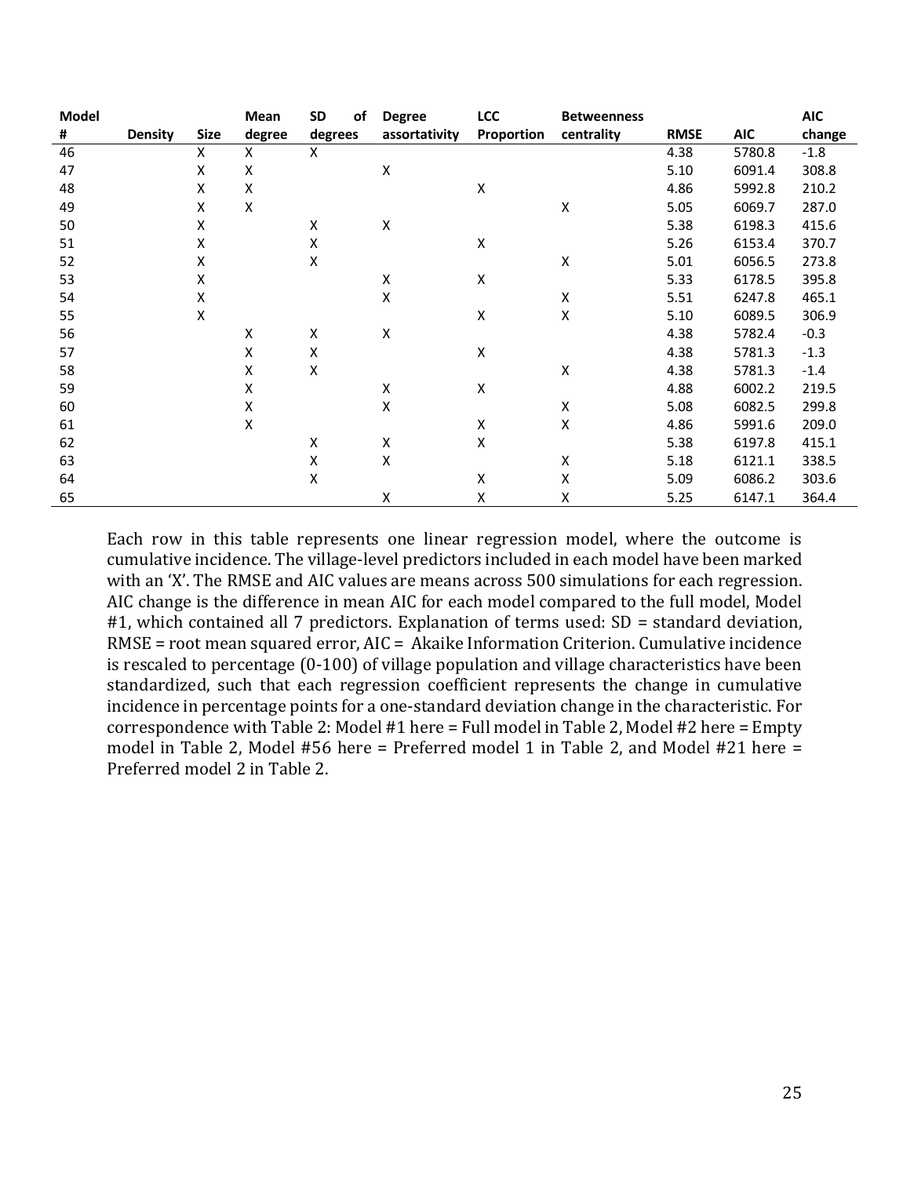| Model # | Density | Size | Mean degree | SD of degrees | Degree assortativity | LCC Proportion | Betweenness centrality | RMSE | AIC | AIC change |
|---|---|---|---|---|---|---|---|---|---|---|
| 46 | | X | X | X | | | | 4.38 | 5780.8 | -1.8 |
| 47 | | X | X | | X | | | 5.10 | 6091.4 | 308.8 |
| 48 | | X | X | | | X | | 4.86 | 5992.8 | 210.2 |
| 49 | | X | X | | | | X | 5.05 | 6069.7 | 287.0 |
| 50 | | X | | X | X | | | 5.38 | 6198.3 | 415.6 |
| 51 | | X | | X | | X | | 5.26 | 6153.4 | 370.7 |
| 52 | | X | | X | | | X | 5.01 | 6056.5 | 273.8 |
| 53 | | X | | | X | X | | 5.33 | 6178.5 | 395.8 |
| 54 | | X | | | X | | X | 5.51 | 6247.8 | 465.1 |
| 55 | | X | | | | X | X | 5.10 | 6089.5 | 306.9 |
| 56 | | | X | X | X | | | 4.38 | 5782.4 | -0.3 |
| 57 | | | X | X | | X | | 4.38 | 5781.3 | -1.3 |
| 58 | | | X | X | | | X | 4.38 | 5781.3 | -1.4 |
| 59 | | | X | | X | X | | 4.88 | 6002.2 | 219.5 |
| 60 | | | X | | X | | X | 5.08 | 6082.5 | 299.8 |
| 61 | | | X | | | X | X | 4.86 | 5991.6 | 209.0 |
| 62 | | | | X | X | X | | 5.38 | 6197.8 | 415.1 |
| 63 | | | | X | X | | X | 5.18 | 6121.1 | 338.5 |
| 64 | | | | X | | X | X | 5.09 | 6086.2 | 303.6 |
| 65 | | | | | X | X | X | 5.25 | 6147.1 | 364.4 |

Each row in this table represents one linear regression model, where the outcome is cumulative incidence. The village-level predictors included in each model have been marked with an 'X'. The RMSE and AIC values are means across 500 simulations for each regression. AIC change is the difference in mean AIC for each model compared to the full model, Model #1, which contained all 7 predictors. Explanation of terms used: SD = standard deviation, RMSE = root mean squared error, AIC = Akaike Information Criterion. Cumulative incidence is rescaled to percentage (0-100) of village population and village characteristics have been standardized, such that each regression coefficient represents the change in cumulative incidence in percentage points for a one-standard deviation change in the characteristic. For correspondence with Table 2: Model #1 here = Full model in Table 2, Model #2 here = Empty model in Table 2, Model #56 here = Preferred model 1 in Table 2, and Model #21 here = Preferred model 2 in Table 2.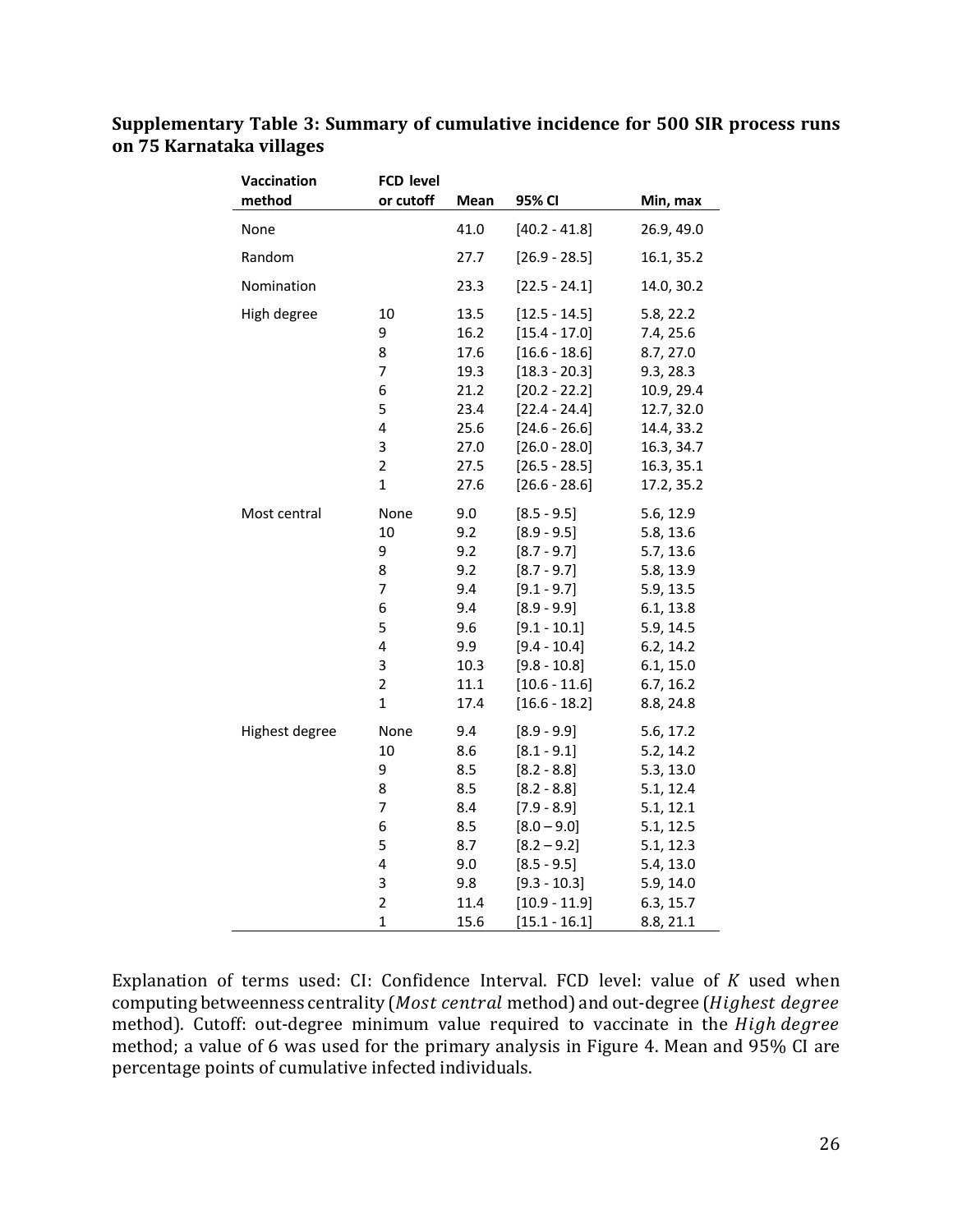**Supplementary Table 3: Summary of cumulative incidence for 500 SIR process runs on 75 Karnataka villages**

| Vaccination method | FCD level or cutoff | Mean | 95% CI | Min, max |
|---|---|---|---|---|
| None | | 41.0 | [40.2 - 41.8] | 26.9, 49.0 |
| Random | | 27.7 | [26.9 - 28.5] | 16.1, 35.2 |
| Nomination | | 23.3 | [22.5 - 24.1] | 14.0, 30.2 |
| High degree | 10 | 13.5 | [12.5 - 14.5] | 5.8, 22.2 |
| | 9 | 16.2 | [15.4 - 17.0] | 7.4, 25.6 |
| | 8 | 17.6 | [16.6 - 18.6] | 8.7, 27.0 |
| | 7 | 19.3 | [18.3 - 20.3] | 9.3, 28.3 |
| | 6 | 21.2 | [20.2 - 22.2] | 10.9, 29.4 |
| | 5 | 23.4 | [22.4 - 24.4] | 12.7, 32.0 |
| | 4 | 25.6 | [24.6 - 26.6] | 14.4, 33.2 |
| | 3 | 27.0 | [26.0 - 28.0] | 16.3, 34.7 |
| | 2 | 27.5 | [26.5 - 28.5] | 16.3, 35.1 |
| | 1 | 27.6 | [26.6 - 28.6] | 17.2, 35.2 |
| Most central | None | 9.0 | [8.5 - 9.5] | 5.6, 12.9 |
| | 10 | 9.2 | [8.9 - 9.5] | 5.8, 13.6 |
| | 9 | 9.2 | [8.7 - 9.7] | 5.7, 13.6 |
| | 8 | 9.2 | [8.7 - 9.7] | 5.8, 13.9 |
| | 7 | 9.4 | [9.1 - 9.7] | 5.9, 13.5 |
| | 6 | 9.4 | [8.9 - 9.9] | 6.1, 13.8 |
| | 5 | 9.6 | [9.1 - 10.1] | 5.9, 14.5 |
| | 4 | 9.9 | [9.4 - 10.4] | 6.2, 14.2 |
| | 3 | 10.3 | [9.8 - 10.8] | 6.1, 15.0 |
| | 2 | 11.1 | [10.6 - 11.6] | 6.7, 16.2 |
| | 1 | 17.4 | [16.6 - 18.2] | 8.8, 24.8 |
| Highest degree | None | 9.4 | [8.9 - 9.9] | 5.6, 17.2 |
| | 10 | 8.6 | [8.1 - 9.1] | 5.2, 14.2 |
| | 9 | 8.5 | [8.2 - 8.8] | 5.3, 13.0 |
| | 8 | 8.5 | [8.2 - 8.8] | 5.1, 12.4 |
| | 7 | 8.4 | [7.9 - 8.9] | 5.1, 12.1 |
| | 6 | 8.5 | [8.0 – 9.0] | 5.1, 12.5 |
| | 5 | 8.7 | [8.2 – 9.2] | 5.1, 12.3 |
| | 4 | 9.0 | [8.5 - 9.5] | 5.4, 13.0 |
| | 3 | 9.8 | [9.3 - 10.3] | 5.9, 14.0 |
| | 2 | 11.4 | [10.9 - 11.9] | 6.3, 15.7 |
| | 1 | 15.6 | [15.1 - 16.1] | 8.8, 21.1 |

Explanation of terms used: CI: Confidence Interval. FCD level: value of $K$ used when computing betweenness centrality (*Most central* method) and out-degree (*Highest degree* method). Cutoff: out-degree minimum value required to vaccinate in the *High degree* method; a value of 6 was used for the primary analysis in Figure 4. Mean and 95% CI are percentage points of cumulative infected individuals.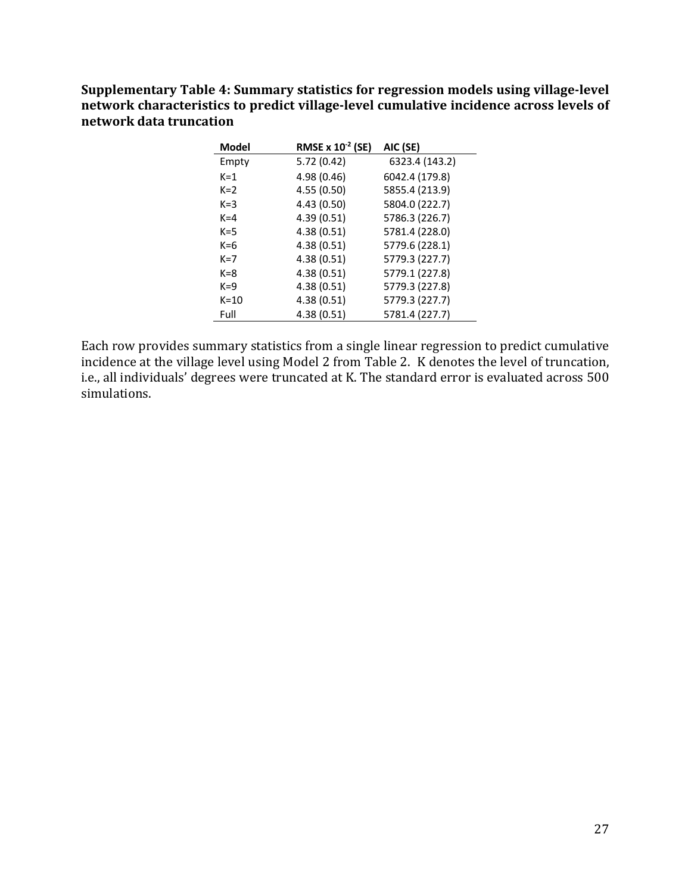**Supplementary Table 4: Summary statistics for regression models using village-level network characteristics to predict village-level cumulative incidence across levels of network data truncation**

| Model | RMSE x $10^{-2}$ (SE) | AIC (SE) |
|---|---|---|
| Empty | 5.72 (0.42) | 6323.4 (143.2) |
| K=1 | 4.98 (0.46) | 6042.4 (179.8) |
| K=2 | 4.55 (0.50) | 5855.4 (213.9) |
| K=3 | 4.43 (0.50) | 5804.0 (222.7) |
| K=4 | 4.39 (0.51) | 5786.3 (226.7) |
| K=5 | 4.38 (0.51) | 5781.4 (228.0) |
| K=6 | 4.38 (0.51) | 5779.6 (228.1) |
| K=7 | 4.38 (0.51) | 5779.3 (227.7) |
| K=8 | 4.38 (0.51) | 5779.1 (227.8) |
| K=9 | 4.38 (0.51) | 5779.3 (227.8) |
| K=10 | 4.38 (0.51) | 5779.3 (227.7) |
| Full | 4.38 (0.51) | 5781.4 (227.7) |

Each row provides summary statistics from a single linear regression to predict cumulative incidence at the village level using Model 2 from Table 2. K denotes the level of truncation, i.e., all individuals' degrees were truncated at K. The standard error is evaluated across 500 simulations.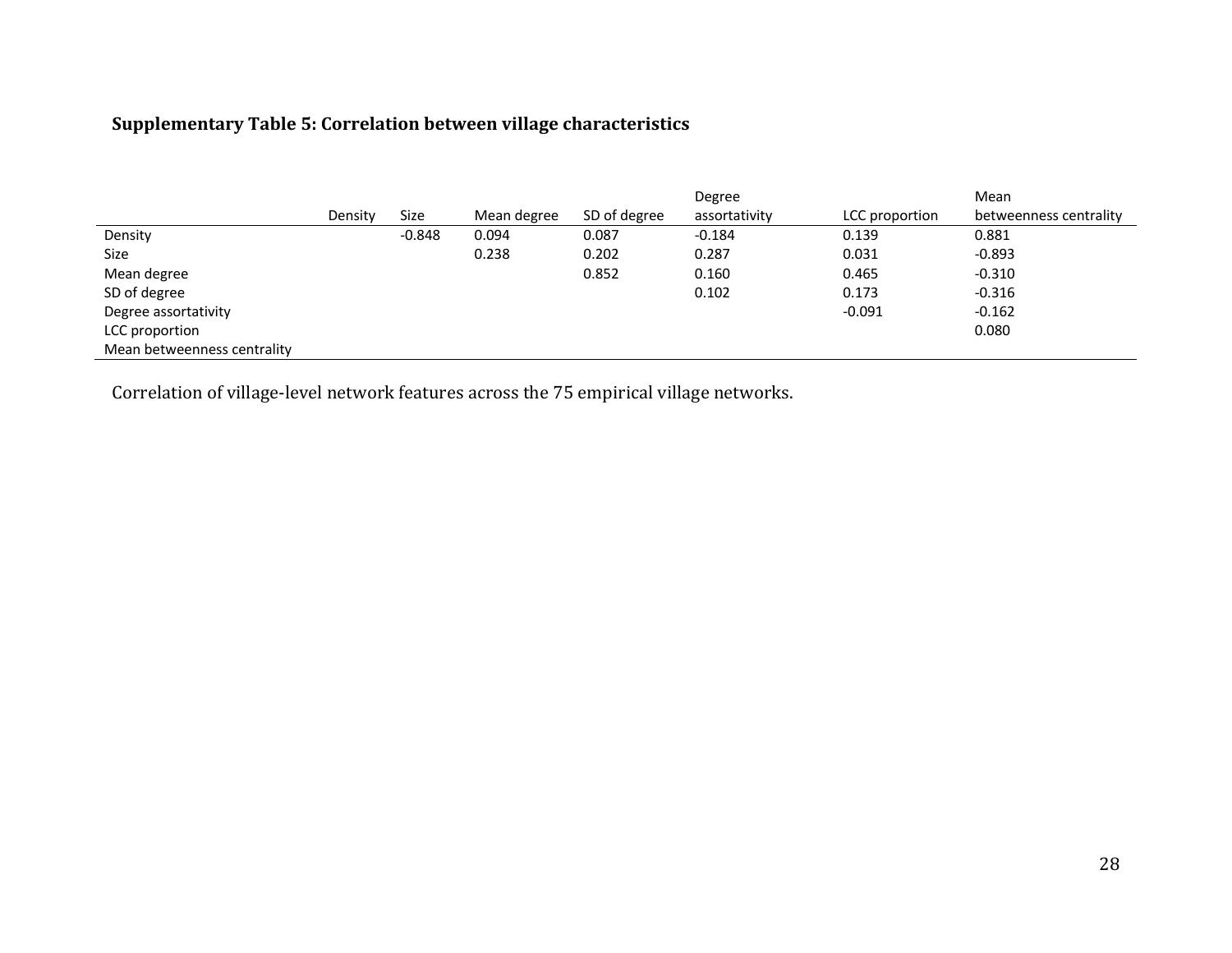**Supplementary Table 5: Correlation between village characteristics**

| | Density | Size | Mean degree | SD of degree | Degree assortativity | LCC proportion | Mean betweenness centrality |
|---|---|---|---|---|---|---|---|
| Density | | -0.848 | 0.094 | 0.087 | -0.184 | 0.139 | 0.881 |
| Size | | | 0.238 | 0.202 | 0.287 | 0.031 | -0.893 |
| Mean degree | | | | 0.852 | 0.160 | 0.465 | -0.310 |
| SD of degree | | | | | 0.102 | 0.173 | -0.316 |
| Degree assortativity | | | | | | -0.091 | -0.162 |
| LCC proportion | | | | | | | 0.080 |
| Mean betweenness centrality | | | | | | | |

Correlation of village-level network features across the 75 empirical village networks.